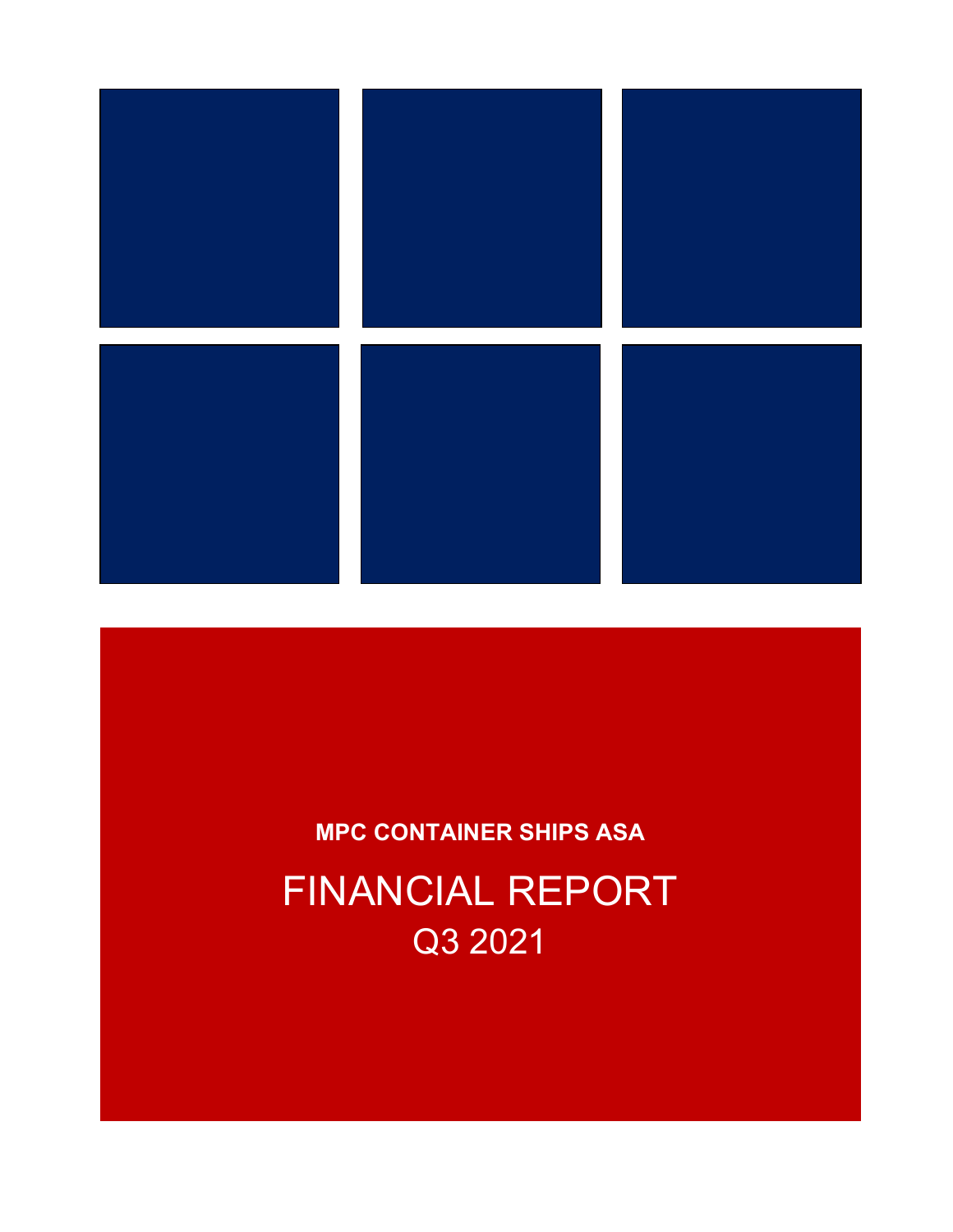**MPC CONTAINER SHIPS ASA**

# FINANCIAL REPORT

## Q3 2021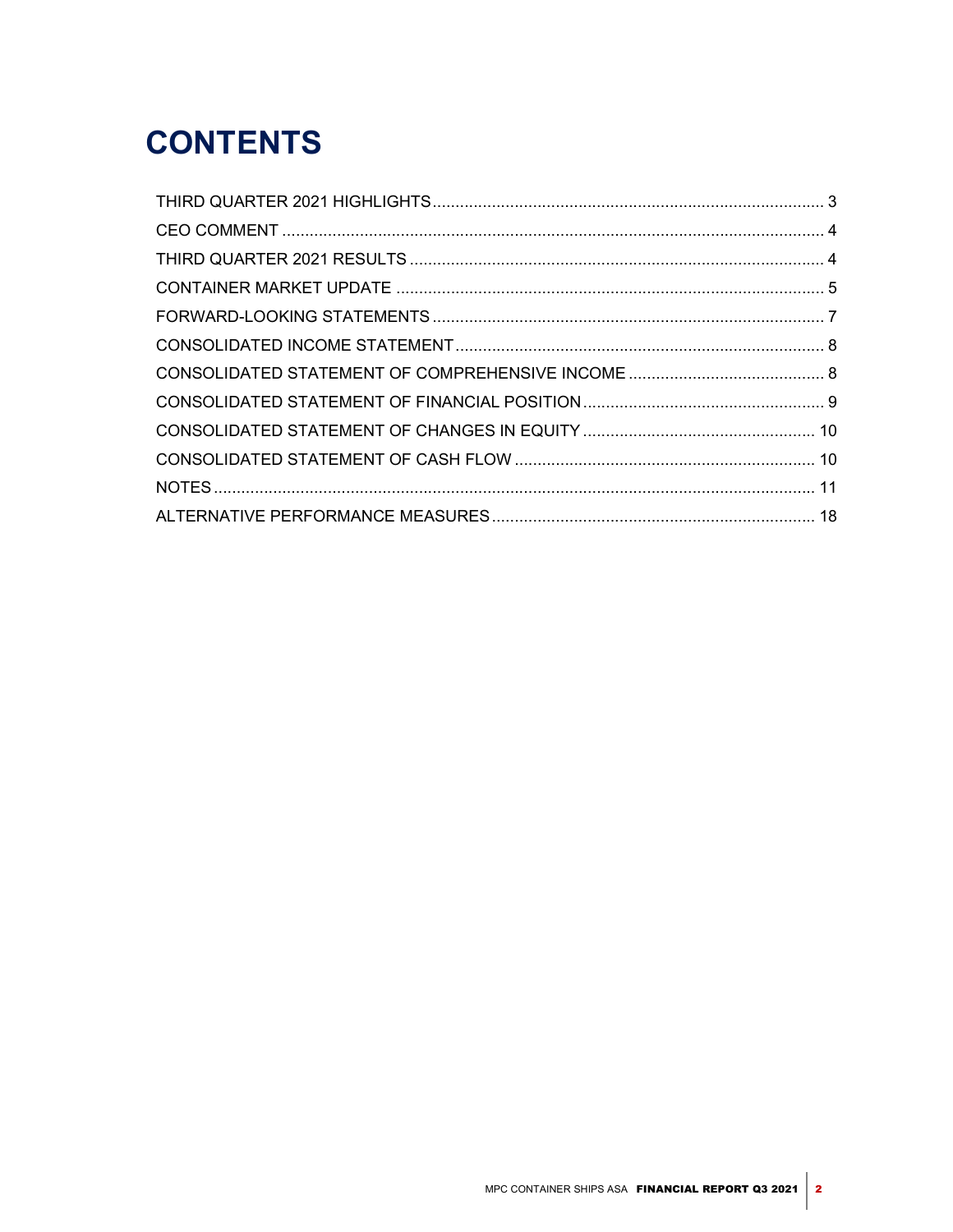# CONTENTS

| | |
|---|---|
| THIRD QUARTER 2021 HIGHLIGHTS | 3 |
| CEO COMMENT | 4 |
| THIRD QUARTER 2021 RESULTS | 4 |
| CONTAINER MARKET UPDATE | 5 |
| FORWARD-LOOKING STATEMENTS | 7 |
| CONSOLIDATED INCOME STATEMENT | 8 |
| CONSOLIDATED STATEMENT OF COMPREHENSIVE INCOME | 8 |
| CONSOLIDATED STATEMENT OF FINANCIAL POSITION | 9 |
| CONSOLIDATED STATEMENT OF CHANGES IN EQUITY | 10 |
| CONSOLIDATED STATEMENT OF CASH FLOW | 10 |
| NOTES | 11 |
| ALTERNATIVE PERFORMANCE MEASURES | 18 |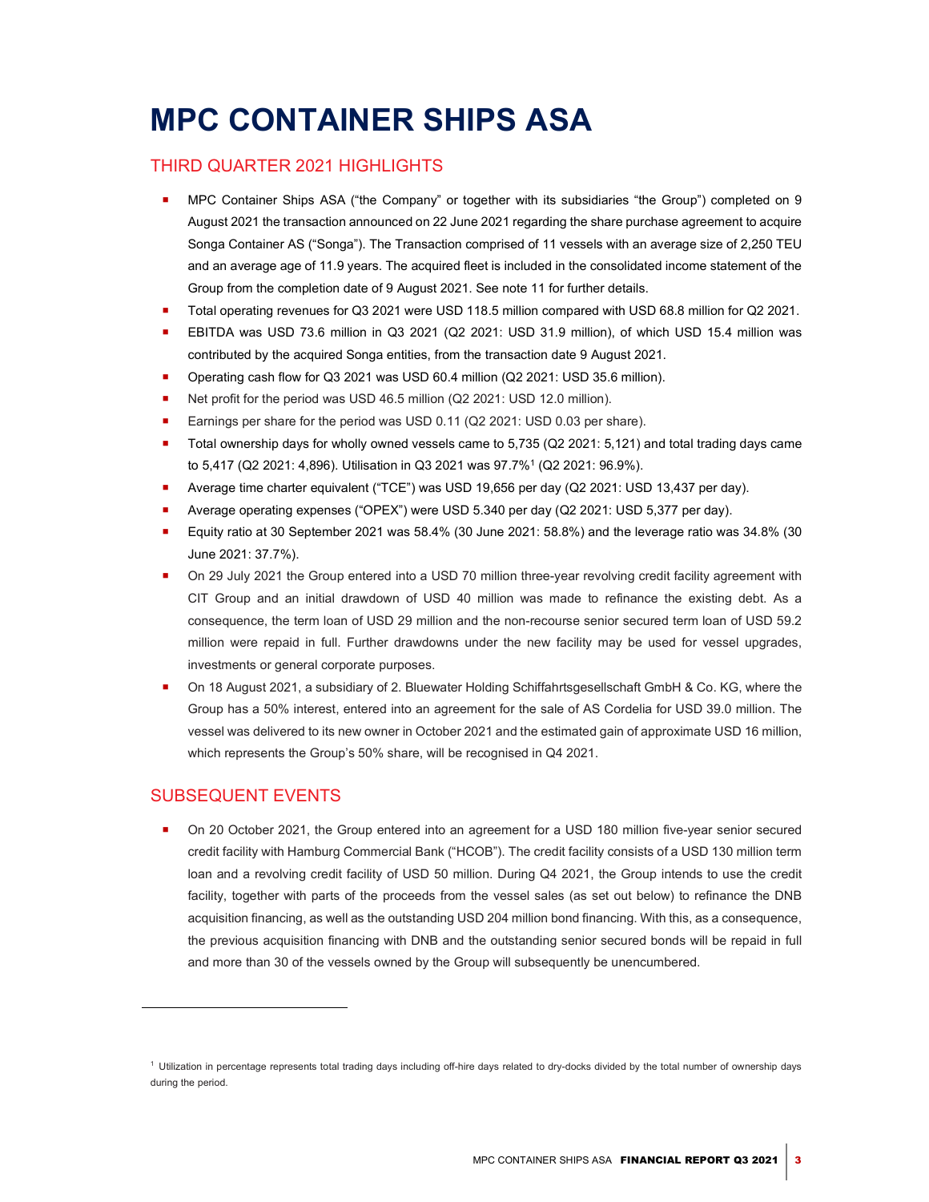# MPC CONTAINER SHIPS ASA

## THIRD QUARTER 2021 HIGHLIGHTS

- MPC Container Ships ASA ("the Company" or together with its subsidiaries "the Group") completed on 9 August 2021 the transaction announced on 22 June 2021 regarding the share purchase agreement to acquire Songa Container AS ("Songa"). The Transaction comprised of 11 vessels with an average size of 2,250 TEU and an average age of 11.9 years. The acquired fleet is included in the consolidated income statement of the Group from the completion date of 9 August 2021. See note 11 for further details.
- Total operating revenues for Q3 2021 were USD 118.5 million compared with USD 68.8 million for Q2 2021.
- EBITDA was USD 73.6 million in Q3 2021 (Q2 2021: USD 31.9 million), of which USD 15.4 million was contributed by the acquired Songa entities, from the transaction date 9 August 2021.
- Operating cash flow for Q3 2021 was USD 60.4 million (Q2 2021: USD 35.6 million).
- Net profit for the period was USD 46.5 million (Q2 2021: USD 12.0 million).
- Earnings per share for the period was USD 0.11 (Q2 2021: USD 0.03 per share).
- Total ownership days for wholly owned vessels came to 5,735 (Q2 2021: 5,121) and total trading days came to 5,417 (Q2 2021: 4,896). Utilisation in Q3 2021 was 97.7%[1] (Q2 2021: 96.9%).
- Average time charter equivalent ("TCE") was USD 19,656 per day (Q2 2021: USD 13,437 per day).
- Average operating expenses ("OPEX") were USD 5.340 per day (Q2 2021: USD 5,377 per day).
- Equity ratio at 30 September 2021 was 58.4% (30 June 2021: 58.8%) and the leverage ratio was 34.8% (30 June 2021: 37.7%).
- On 29 July 2021 the Group entered into a USD 70 million three-year revolving credit facility agreement with CIT Group and an initial drawdown of USD 40 million was made to refinance the existing debt. As a consequence, the term loan of USD 29 million and the non-recourse senior secured term loan of USD 59.2 million were repaid in full. Further drawdowns under the new facility may be used for vessel upgrades, investments or general corporate purposes.
- On 18 August 2021, a subsidiary of 2. Bluewater Holding Schiffahrtsgesellschaft GmbH & Co. KG, where the Group has a 50% interest, entered into an agreement for the sale of AS Cordelia for USD 39.0 million. The vessel was delivered to its new owner in October 2021 and the estimated gain of approximate USD 16 million, which represents the Group's 50% share, will be recognised in Q4 2021.

## SUBSEQUENT EVENTS

- On 20 October 2021, the Group entered into an agreement for a USD 180 million five-year senior secured credit facility with Hamburg Commercial Bank ("HCOB"). The credit facility consists of a USD 130 million term loan and a revolving credit facility of USD 50 million. During Q4 2021, the Group intends to use the credit facility, together with parts of the proceeds from the vessel sales (as set out below) to refinance the DNB acquisition financing, as well as the outstanding USD 204 million bond financing. With this, as a consequence, the previous acquisition financing with DNB and the outstanding senior secured bonds will be repaid in full and more than 30 of the vessels owned by the Group will subsequently be unencumbered.

---

[1] Utilization in percentage represents total trading days including off-hire days related to dry-docks divided by the total number of ownership days during the period.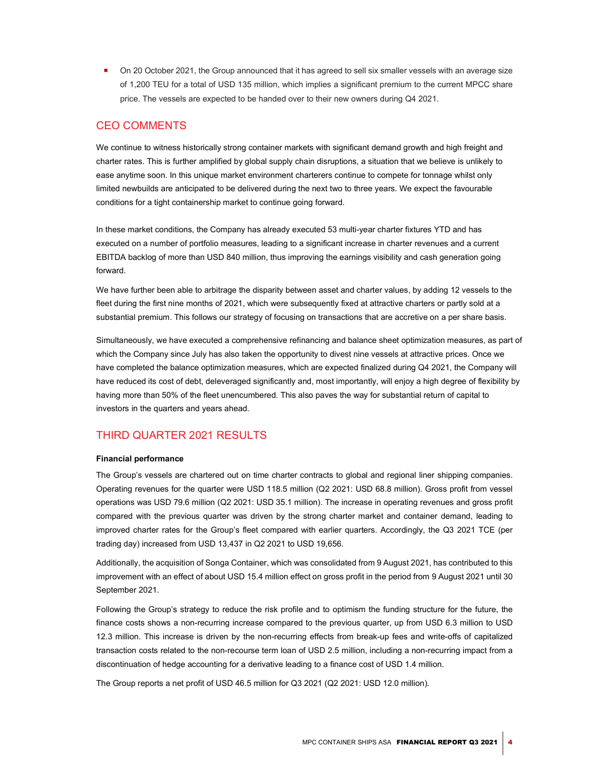- On 20 October 2021, the Group announced that it has agreed to sell six smaller vessels with an average size of 1,200 TEU for a total of USD 135 million, which implies a significant premium to the current MPCC share price. The vessels are expected to be handed over to their new owners during Q4 2021.

## CEO COMMENTS

We continue to witness historically strong container markets with significant demand growth and high freight and charter rates. This is further amplified by global supply chain disruptions, a situation that we believe is unlikely to ease anytime soon. In this unique market environment charterers continue to compete for tonnage whilst only limited newbuilds are anticipated to be delivered during the next two to three years. We expect the favourable conditions for a tight containership market to continue going forward.

In these market conditions, the Company has already executed 53 multi-year charter fixtures YTD and has executed on a number of portfolio measures, leading to a significant increase in charter revenues and a current EBITDA backlog of more than USD 840 million, thus improving the earnings visibility and cash generation going forward.

We have further been able to arbitrage the disparity between asset and charter values, by adding 12 vessels to the fleet during the first nine months of 2021, which were subsequently fixed at attractive charters or partly sold at a substantial premium. This follows our strategy of focusing on transactions that are accretive on a per share basis.

Simultaneously, we have executed a comprehensive refinancing and balance sheet optimization measures, as part of which the Company since July has also taken the opportunity to divest nine vessels at attractive prices. Once we have completed the balance optimization measures, which are expected finalized during Q4 2021, the Company will have reduced its cost of debt, deleveraged significantly and, most importantly, will enjoy a high degree of flexibility by having more than 50% of the fleet unencumbered. This also paves the way for substantial return of capital to investors in the quarters and years ahead.

## THIRD QUARTER 2021 RESULTS

**Financial performance**

The Group's vessels are chartered out on time charter contracts to global and regional liner shipping companies. Operating revenues for the quarter were USD 118.5 million (Q2 2021: USD 68.8 million). Gross profit from vessel operations was USD 79.6 million (Q2 2021: USD 35.1 million). The increase in operating revenues and gross profit compared with the previous quarter was driven by the strong charter market and container demand, leading to improved charter rates for the Group's fleet compared with earlier quarters. Accordingly, the Q3 2021 TCE (per trading day) increased from USD 13,437 in Q2 2021 to USD 19,656.

Additionally, the acquisition of Songa Container, which was consolidated from 9 August 2021, has contributed to this improvement with an effect of about USD 15.4 million effect on gross profit in the period from 9 August 2021 until 30 September 2021.

Following the Group's strategy to reduce the risk profile and to optimism the funding structure for the future, the finance costs shows a non-recurring increase compared to the previous quarter, up from USD 6.3 million to USD 12.3 million. This increase is driven by the non-recurring effects from break-up fees and write-offs of capitalized transaction costs related to the non-recourse term loan of USD 2.5 million, including a non-recurring impact from a discontinuation of hedge accounting for a derivative leading to a finance cost of USD 1.4 million.

The Group reports a net profit of USD 46.5 million for Q3 2021 (Q2 2021: USD 12.0 million).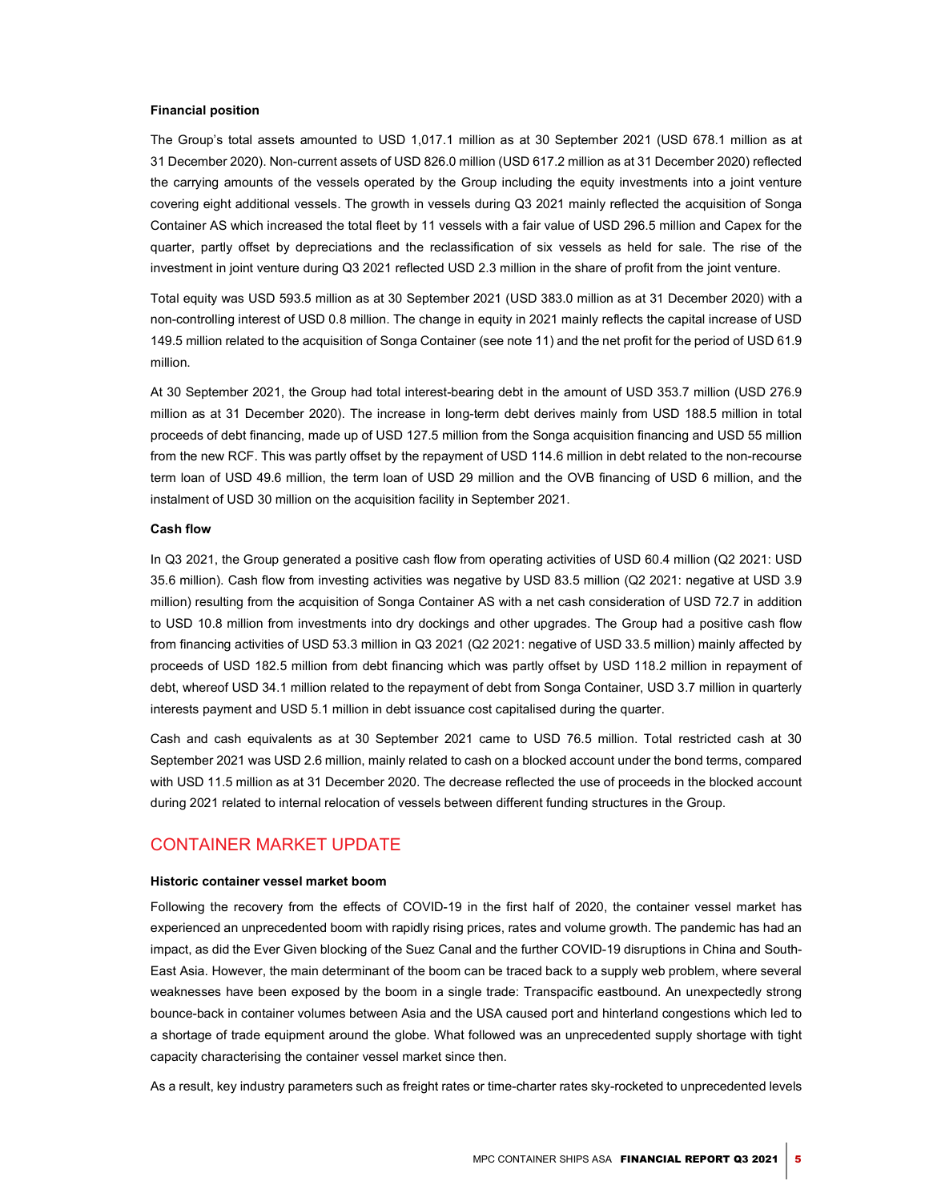**Financial position**

The Group's total assets amounted to USD 1,017.1 million as at 30 September 2021 (USD 678.1 million as at 31 December 2020). Non-current assets of USD 826.0 million (USD 617.2 million as at 31 December 2020) reflected the carrying amounts of the vessels operated by the Group including the equity investments into a joint venture covering eight additional vessels. The growth in vessels during Q3 2021 mainly reflected the acquisition of Songa Container AS which increased the total fleet by 11 vessels with a fair value of USD 296.5 million and Capex for the quarter, partly offset by depreciations and the reclassification of six vessels as held for sale. The rise of the investment in joint venture during Q3 2021 reflected USD 2.3 million in the share of profit from the joint venture.

Total equity was USD 593.5 million as at 30 September 2021 (USD 383.0 million as at 31 December 2020) with a non-controlling interest of USD 0.8 million. The change in equity in 2021 mainly reflects the capital increase of USD 149.5 million related to the acquisition of Songa Container (see note 11) and the net profit for the period of USD 61.9 million.

At 30 September 2021, the Group had total interest-bearing debt in the amount of USD 353.7 million (USD 276.9 million as at 31 December 2020). The increase in long-term debt derives mainly from USD 188.5 million in total proceeds of debt financing, made up of USD 127.5 million from the Songa acquisition financing and USD 55 million from the new RCF. This was partly offset by the repayment of USD 114.6 million in debt related to the non-recourse term loan of USD 49.6 million, the term loan of USD 29 million and the OVB financing of USD 6 million, and the instalment of USD 30 million on the acquisition facility in September 2021.

**Cash flow**

In Q3 2021, the Group generated a positive cash flow from operating activities of USD 60.4 million (Q2 2021: USD 35.6 million). Cash flow from investing activities was negative by USD 83.5 million (Q2 2021: negative at USD 3.9 million) resulting from the acquisition of Songa Container AS with a net cash consideration of USD 72.7 in addition to USD 10.8 million from investments into dry dockings and other upgrades. The Group had a positive cash flow from financing activities of USD 53.3 million in Q3 2021 (Q2 2021: negative of USD 33.5 million) mainly affected by proceeds of USD 182.5 million from debt financing which was partly offset by USD 118.2 million in repayment of debt, whereof USD 34.1 million related to the repayment of debt from Songa Container, USD 3.7 million in quarterly interests payment and USD 5.1 million in debt issuance cost capitalised during the quarter.

Cash and cash equivalents as at 30 September 2021 came to USD 76.5 million. Total restricted cash at 30 September 2021 was USD 2.6 million, mainly related to cash on a blocked account under the bond terms, compared with USD 11.5 million as at 31 December 2020. The decrease reflected the use of proceeds in the blocked account during 2021 related to internal relocation of vessels between different funding structures in the Group.

## CONTAINER MARKET UPDATE

**Historic container vessel market boom**

Following the recovery from the effects of COVID-19 in the first half of 2020, the container vessel market has experienced an unprecedented boom with rapidly rising prices, rates and volume growth. The pandemic has had an impact, as did the Ever Given blocking of the Suez Canal and the further COVID-19 disruptions in China and South-East Asia. However, the main determinant of the boom can be traced back to a supply web problem, where several weaknesses have been exposed by the boom in a single trade: Transpacific eastbound. An unexpectedly strong bounce-back in container volumes between Asia and the USA caused port and hinterland congestions which led to a shortage of trade equipment around the globe. What followed was an unprecedented supply shortage with tight capacity characterising the container vessel market since then.

As a result, key industry parameters such as freight rates or time-charter rates sky-rocketed to unprecedented levels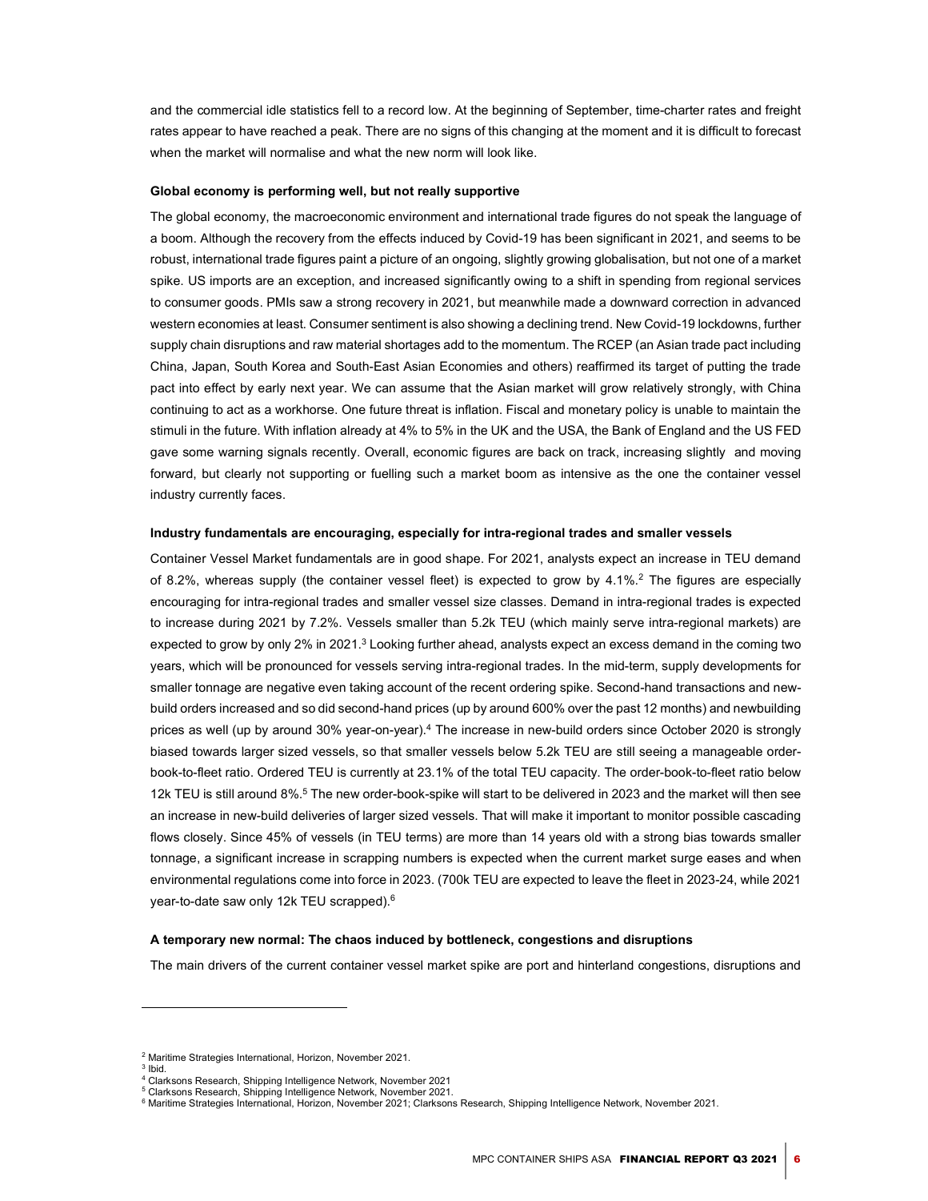and the commercial idle statistics fell to a record low. At the beginning of September, time-charter rates and freight rates appear to have reached a peak. There are no signs of this changing at the moment and it is difficult to forecast when the market will normalise and what the new norm will look like.

**Global economy is performing well, but not really supportive**

The global economy, the macroeconomic environment and international trade figures do not speak the language of a boom. Although the recovery from the effects induced by Covid-19 has been significant in 2021, and seems to be robust, international trade figures paint a picture of an ongoing, slightly growing globalisation, but not one of a market spike. US imports are an exception, and increased significantly owing to a shift in spending from regional services to consumer goods. PMIs saw a strong recovery in 2021, but meanwhile made a downward correction in advanced western economies at least. Consumer sentiment is also showing a declining trend. New Covid-19 lockdowns, further supply chain disruptions and raw material shortages add to the momentum. The RCEP (an Asian trade pact including China, Japan, South Korea and South-East Asian Economies and others) reaffirmed its target of putting the trade pact into effect by early next year. We can assume that the Asian market will grow relatively strongly, with China continuing to act as a workhorse. One future threat is inflation. Fiscal and monetary policy is unable to maintain the stimuli in the future. With inflation already at 4% to 5% in the UK and the USA, the Bank of England and the US FED gave some warning signals recently. Overall, economic figures are back on track, increasing slightly and moving forward, but clearly not supporting or fuelling such a market boom as intensive as the one the container vessel industry currently faces.

**Industry fundamentals are encouraging, especially for intra-regional trades and smaller vessels**

Container Vessel Market fundamentals are in good shape. For 2021, analysts expect an increase in TEU demand of 8.2%, whereas supply (the container vessel fleet) is expected to grow by 4.1%.[2] The figures are especially encouraging for intra-regional trades and smaller vessel size classes. Demand in intra-regional trades is expected to increase during 2021 by 7.2%. Vessels smaller than 5.2k TEU (which mainly serve intra-regional markets) are expected to grow by only 2% in 2021.[3] Looking further ahead, analysts expect an excess demand in the coming two years, which will be pronounced for vessels serving intra-regional trades. In the mid-term, supply developments for smaller tonnage are negative even taking account of the recent ordering spike. Second-hand transactions and new-build orders increased and so did second-hand prices (up by around 600% over the past 12 months) and newbuilding prices as well (up by around 30% year-on-year).[4] The increase in new-build orders since October 2020 is strongly biased towards larger sized vessels, so that smaller vessels below 5.2k TEU are still seeing a manageable order-book-to-fleet ratio. Ordered TEU is currently at 23.1% of the total TEU capacity. The order-book-to-fleet ratio below 12k TEU is still around 8%.[5] The new order-book-spike will start to be delivered in 2023 and the market will then see an increase in new-build deliveries of larger sized vessels. That will make it important to monitor possible cascading flows closely. Since 45% of vessels (in TEU terms) are more than 14 years old with a strong bias towards smaller tonnage, a significant increase in scrapping numbers is expected when the current market surge eases and when environmental regulations come into force in 2023. (700k TEU are expected to leave the fleet in 2023-24, while 2021 year-to-date saw only 12k TEU scrapped).[6]

**A temporary new normal: The chaos induced by bottleneck, congestions and disruptions**

The main drivers of the current container vessel market spike are port and hinterland congestions, disruptions and

---

[2] Maritime Strategies International, Horizon, November 2021.
[3] Ibid.
[4] Clarksons Research, Shipping Intelligence Network, November 2021
[5] Clarksons Research, Shipping Intelligence Network, November 2021.
[6] Maritime Strategies International, Horizon, November 2021; Clarksons Research, Shipping Intelligence Network, November 2021.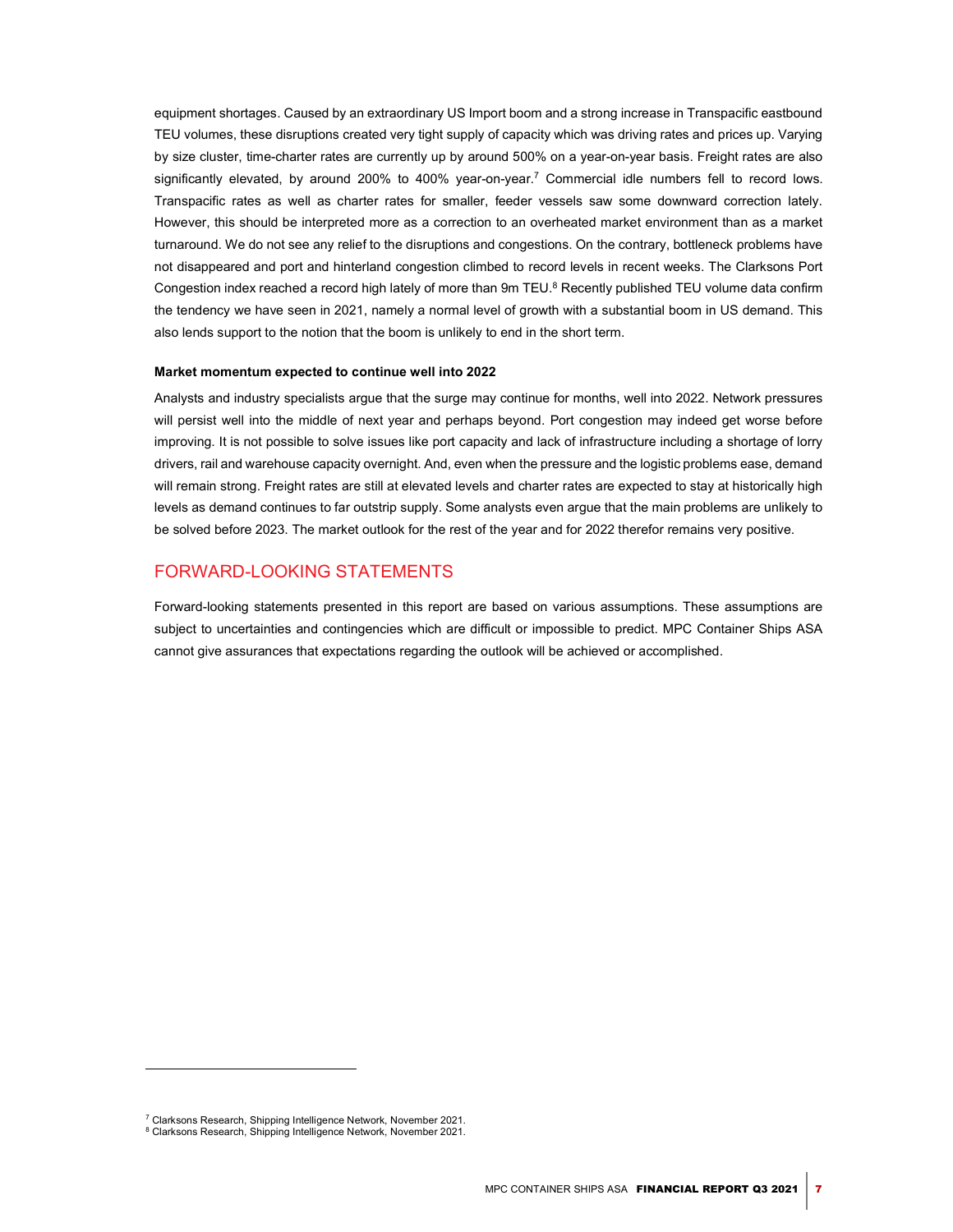equipment shortages. Caused by an extraordinary US Import boom and a strong increase in Transpacific eastbound TEU volumes, these disruptions created very tight supply of capacity which was driving rates and prices up. Varying by size cluster, time-charter rates are currently up by around 500% on a year-on-year basis. Freight rates are also significantly elevated, by around 200% to 400% year-on-year.[7] Commercial idle numbers fell to record lows. Transpacific rates as well as charter rates for smaller, feeder vessels saw some downward correction lately. However, this should be interpreted more as a correction to an overheated market environment than as a market turnaround. We do not see any relief to the disruptions and congestions. On the contrary, bottleneck problems have not disappeared and port and hinterland congestion climbed to record levels in recent weeks. The Clarksons Port Congestion index reached a record high lately of more than 9m TEU.[8] Recently published TEU volume data confirm the tendency we have seen in 2021, namely a normal level of growth with a substantial boom in US demand. This also lends support to the notion that the boom is unlikely to end in the short term.

**Market momentum expected to continue well into 2022**

Analysts and industry specialists argue that the surge may continue for months, well into 2022. Network pressures will persist well into the middle of next year and perhaps beyond. Port congestion may indeed get worse before improving. It is not possible to solve issues like port capacity and lack of infrastructure including a shortage of lorry drivers, rail and warehouse capacity overnight. And, even when the pressure and the logistic problems ease, demand will remain strong. Freight rates are still at elevated levels and charter rates are expected to stay at historically high levels as demand continues to far outstrip supply. Some analysts even argue that the main problems are unlikely to be solved before 2023. The market outlook for the rest of the year and for 2022 therefor remains very positive.

## FORWARD-LOOKING STATEMENTS

Forward-looking statements presented in this report are based on various assumptions. These assumptions are subject to uncertainties and contingencies which are difficult or impossible to predict. MPC Container Ships ASA cannot give assurances that expectations regarding the outlook will be achieved or accomplished.

---

[7] Clarksons Research, Shipping Intelligence Network, November 2021.
[8] Clarksons Research, Shipping Intelligence Network, November 2021.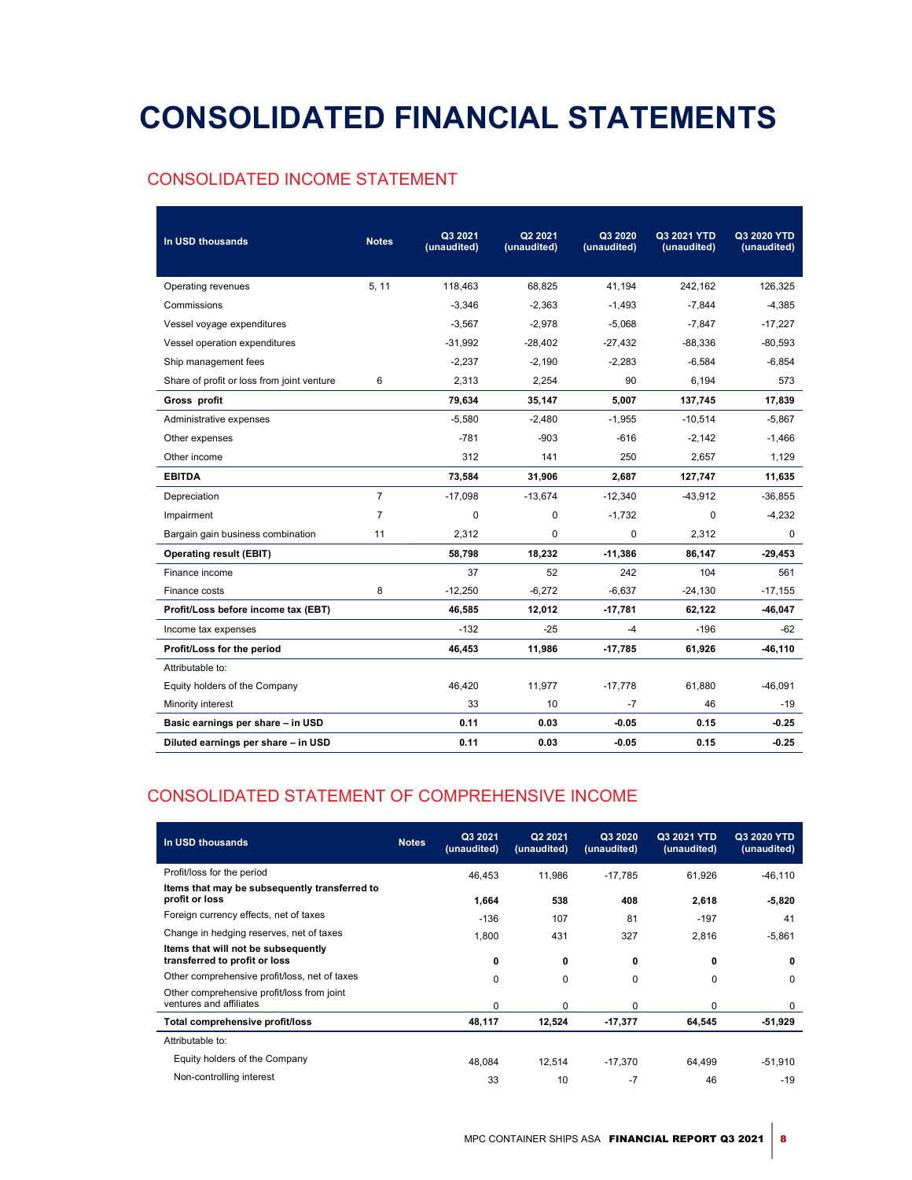# CONSOLIDATED FINANCIAL STATEMENTS

## CONSOLIDATED INCOME STATEMENT

| In USD thousands | Notes | Q3 2021 (unaudited) | Q2 2021 (unaudited) | Q3 2020 (unaudited) | Q3 2021 YTD (unaudited) | Q3 2020 YTD (unaudited) |
|---|---|---|---|---|---|---|
| Operating revenues | 5, 11 | 118,463 | 68,825 | 41,194 | 242,162 | 126,325 |
| Commissions | | -3,346 | -2,363 | -1,493 | -7,844 | -4,385 |
| Vessel voyage expenditures | | -3,567 | -2,978 | -5,068 | -7,847 | -17,227 |
| Vessel operation expenditures | | -31,992 | -28,402 | -27,432 | -88,336 | -80,593 |
| Ship management fees | | -2,237 | -2,190 | -2,283 | -6,584 | -6,854 |
| Share of profit or loss from joint venture | 6 | 2,313 | 2,254 | 90 | 6,194 | 573 |
| **Gross profit** | | **79,634** | **35,147** | **5,007** | **137,745** | **17,839** |
| Administrative expenses | | -5,580 | -2,480 | -1,955 | -10,514 | -5,867 |
| Other expenses | | -781 | -903 | -616 | -2,142 | -1,466 |
| Other income | | 312 | 141 | 250 | 2,657 | 1,129 |
| **EBITDA** | | **73,584** | **31,906** | **2,687** | **127,747** | **11,635** |
| Depreciation | 7 | -17,098 | -13,674 | -12,340 | -43,912 | -36,855 |
| Impairment | 7 | 0 | 0 | -1,732 | 0 | -4,232 |
| Bargain gain business combination | 11 | 2,312 | 0 | 0 | 2,312 | 0 |
| **Operating result (EBIT)** | | **58,798** | **18,232** | **-11,386** | **86,147** | **-29,453** |
| Finance income | | 37 | 52 | 242 | 104 | 561 |
| Finance costs | 8 | -12,250 | -6,272 | -6,637 | -24,130 | -17,155 |
| **Profit/Loss before income tax (EBT)** | | **46,585** | **12,012** | **-17,781** | **62,122** | **-46,047** |
| Income tax expenses | | -132 | -25 | -4 | -196 | -62 |
| **Profit/Loss for the period** | | **46,453** | **11,986** | **-17,785** | **61,926** | **-46,110** |
| Attributable to: | | | | | | |
| Equity holders of the Company | | 46,420 | 11,977 | -17,778 | 61,880 | -46,091 |
| Minority interest | | 33 | 10 | -7 | 46 | -19 |
| **Basic earnings per share – in USD** | | **0.11** | **0.03** | **-0.05** | **0.15** | **-0.25** |
| **Diluted earnings per share – in USD** | | **0.11** | **0.03** | **-0.05** | **0.15** | **-0.25** |

## CONSOLIDATED STATEMENT OF COMPREHENSIVE INCOME

| In USD thousands | Notes | Q3 2021 (unaudited) | Q2 2021 (unaudited) | Q3 2020 (unaudited) | Q3 2021 YTD (unaudited) | Q3 2020 YTD (unaudited) |
|---|---|---|---|---|---|---|
| Profit/loss for the period | | 46,453 | 11,986 | -17,785 | 61,926 | -46,110 |
| **Items that may be subsequently transferred to profit or loss** | | **1,664** | **538** | **408** | **2,618** | **-5,820** |
| Foreign currency effects, net of taxes | | -136 | 107 | 81 | -197 | 41 |
| Change in hedging reserves, net of taxes | | 1,800 | 431 | 327 | 2,816 | -5,861 |
| **Items that will not be subsequently transferred to profit or loss** | | **0** | **0** | **0** | **0** | **0** |
| Other comprehensive profit/loss, net of taxes | | 0 | 0 | 0 | 0 | 0 |
| Other comprehensive profit/loss from joint ventures and affiliates | | 0 | 0 | 0 | 0 | 0 |
| **Total comprehensive profit/loss** | | **48,117** | **12,524** | **-17,377** | **64,545** | **-51,929** |
| Attributable to: | | | | | | |
| Equity holders of the Company | | 48,084 | 12,514 | -17,370 | 64,499 | -51,910 |
| Non-controlling interest | | 33 | 10 | -7 | 46 | -19 |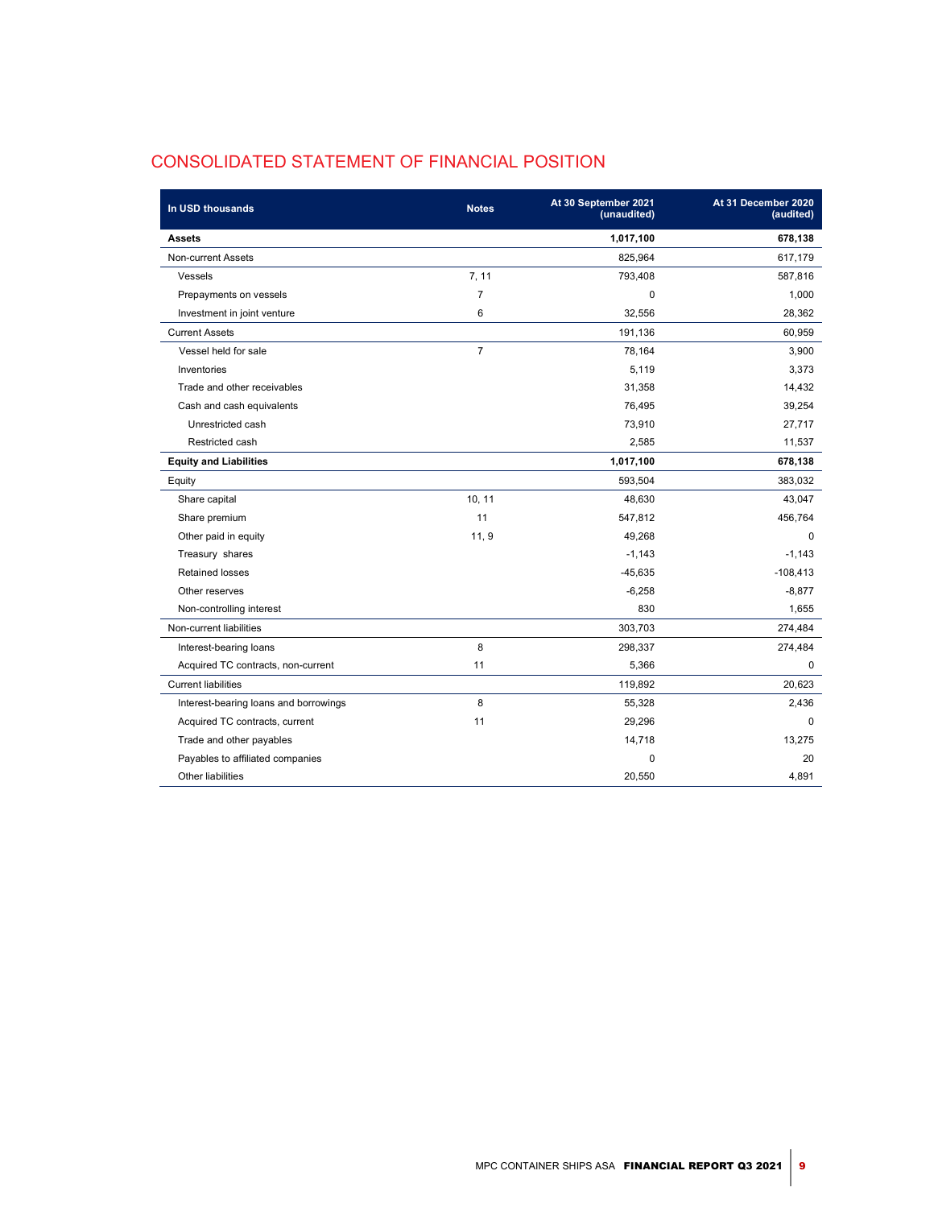## CONSOLIDATED STATEMENT OF FINANCIAL POSITION

| In USD thousands | Notes | At 30 September 2021 (unaudited) | At 31 December 2020 (audited) |
|---|---|---|---|
| **Assets** | | **1,017,100** | **678,138** |
| Non-current Assets | | 825,964 | 617,179 |
| Vessels | 7, 11 | 793,408 | 587,816 |
| Prepayments on vessels | 7 | 0 | 1,000 |
| Investment in joint venture | 6 | 32,556 | 28,362 |
| Current Assets | | 191,136 | 60,959 |
| Vessel held for sale | 7 | 78,164 | 3,900 |
| Inventories | | 5,119 | 3,373 |
| Trade and other receivables | | 31,358 | 14,432 |
| Cash and cash equivalents | | 76,495 | 39,254 |
| Unrestricted cash | | 73,910 | 27,717 |
| Restricted cash | | 2,585 | 11,537 |
| **Equity and Liabilities** | | **1,017,100** | **678,138** |
| Equity | | 593,504 | 383,032 |
| Share capital | 10, 11 | 48,630 | 43,047 |
| Share premium | 11 | 547,812 | 456,764 |
| Other paid in equity | 11, 9 | 49,268 | 0 |
| Treasury shares | | -1,143 | -1,143 |
| Retained losses | | -45,635 | -108,413 |
| Other reserves | | -6,258 | -8,877 |
| Non-controlling interest | | 830 | 1,655 |
| Non-current liabilities | | 303,703 | 274,484 |
| Interest-bearing loans | 8 | 298,337 | 274,484 |
| Acquired TC contracts, non-current | 11 | 5,366 | 0 |
| Current liabilities | | 119,892 | 20,623 |
| Interest-bearing loans and borrowings | 8 | 55,328 | 2,436 |
| Acquired TC contracts, current | 11 | 29,296 | 0 |
| Trade and other payables | | 14,718 | 13,275 |
| Payables to affiliated companies | | 0 | 20 |
| Other liabilities | | 20,550 | 4,891 |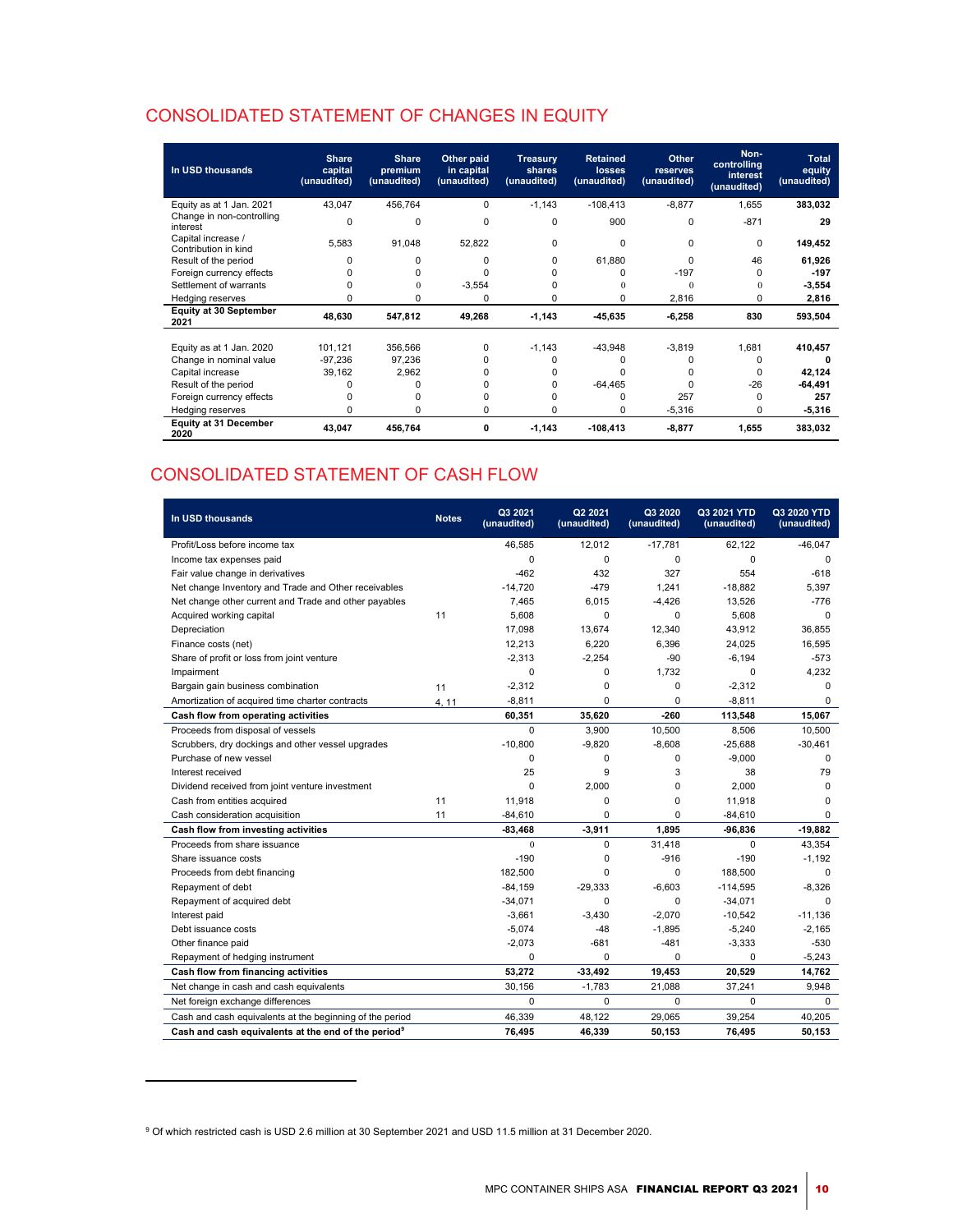## CONSOLIDATED STATEMENT OF CHANGES IN EQUITY

| In USD thousands | Share capital (unaudited) | Share premium (unaudited) | Other paid in capital (unaudited) | Treasury shares (unaudited) | Retained losses (unaudited) | Other reserves (unaudited) | Non-controlling interest (unaudited) | Total equity (unaudited) |
|---|---|---|---|---|---|---|---|---|
| Equity as at 1 Jan. 2021 | 43,047 | 456,764 | 0 | -1,143 | -108,413 | -8,877 | 1,655 | **383,032** |
| Change in non-controlling interest | 0 | 0 | 0 | 0 | 900 | 0 | -871 | **29** |
| Capital increase / Contribution in kind | 5,583 | 91,048 | 52,822 | 0 | 0 | 0 | 0 | **149,452** |
| Result of the period | 0 | 0 | 0 | 0 | 61,880 | 0 | 46 | **61,926** |
| Foreign currency effects | 0 | 0 | 0 | 0 | 0 | -197 | 0 | **-197** |
| Settlement of warrants | 0 | 0 | -3,554 | 0 | 0 | 0 | 0 | **-3,554** |
| Hedging reserves | 0 | 0 | 0 | 0 | 0 | 2,816 | 0 | **2,816** |
| **Equity at 30 September 2021** | **48,630** | **547,812** | **49,268** | **-1,143** | **-45,635** | **-6,258** | **830** | **593,504** |
| | | | | | | | | |
| Equity as at 1 Jan. 2020 | 101,121 | 356,566 | 0 | -1,143 | -43,948 | -3,819 | 1,681 | **410,457** |
| Change in nominal value | -97,236 | 97,236 | 0 | 0 | 0 | 0 | 0 | **0** |
| Capital increase | 39,162 | 2,962 | 0 | 0 | 0 | 0 | 0 | **42,124** |
| Result of the period | 0 | 0 | 0 | 0 | -64,465 | 0 | -26 | **-64,491** |
| Foreign currency effects | 0 | 0 | 0 | 0 | 0 | 257 | 0 | **257** |
| Hedging reserves | 0 | 0 | 0 | 0 | 0 | -5,316 | 0 | **-5,316** |
| **Equity at 31 December 2020** | **43,047** | **456,764** | **0** | **-1,143** | **-108,413** | **-8,877** | **1,655** | **383,032** |

## CONSOLIDATED STATEMENT OF CASH FLOW

| In USD thousands | Notes | Q3 2021 (unaudited) | Q2 2021 (unaudited) | Q3 2020 (unaudited) | Q3 2021 YTD (unaudited) | Q3 2020 YTD (unaudited) |
|---|---|---|---|---|---|---|
| Profit/Loss before income tax | | 46,585 | 12,012 | -17,781 | 62,122 | -46,047 |
| Income tax expenses paid | | 0 | 0 | 0 | 0 | 0 |
| Fair value change in derivatives | | -462 | 432 | 327 | 554 | -618 |
| Net change Inventory and Trade and Other receivables | | -14,720 | -479 | 1,241 | -18,882 | 5,397 |
| Net change other current and Trade and other payables | | 7,465 | 6,015 | -4,426 | 13,526 | -776 |
| Acquired working capital | 11 | 5,608 | 0 | 0 | 5,608 | 0 |
| Depreciation | | 17,098 | 13,674 | 12,340 | 43,912 | 36,855 |
| Finance costs (net) | | 12,213 | 6,220 | 6,396 | 24,025 | 16,595 |
| Share of profit or loss from joint venture | | -2,313 | -2,254 | -90 | -6,194 | -573 |
| Impairment | | 0 | 0 | 1,732 | 0 | 4,232 |
| Bargain gain business combination | 11 | -2,312 | 0 | 0 | -2,312 | 0 |
| Amortization of acquired time charter contracts | 4, 11 | -8,811 | 0 | 0 | -8,811 | 0 |
| **Cash flow from operating activities** | | **60,351** | **35,620** | **-260** | **113,548** | **15,067** |
| Proceeds from disposal of vessels | | 0 | 3,900 | 10,500 | 8,506 | 10,500 |
| Scrubbers, dry dockings and other vessel upgrades | | -10,800 | -9,820 | -8,608 | -25,688 | -30,461 |
| Purchase of new vessel | | 0 | 0 | 0 | -9,000 | 0 |
| Interest received | | 25 | 9 | 3 | 38 | 79 |
| Dividend received from joint venture investment | | 0 | 2,000 | 0 | 2,000 | 0 |
| Cash from entities acquired | 11 | 11,918 | 0 | 0 | 11,918 | 0 |
| Cash consideration acquisition | 11 | -84,610 | 0 | 0 | -84,610 | 0 |
| **Cash flow from investing activities** | | **-83,468** | **-3,911** | **1,895** | **-96,836** | **-19,882** |
| Proceeds from share issuance | | 0 | 0 | 31,418 | 0 | 43,354 |
| Share issuance costs | | -190 | 0 | -916 | -190 | -1,192 |
| Proceeds from debt financing | | 182,500 | 0 | 0 | 188,500 | 0 |
| Repayment of debt | | -84,159 | -29,333 | -6,603 | -114,595 | -8,326 |
| Repayment of acquired debt | | -34,071 | 0 | 0 | -34,071 | 0 |
| Interest paid | | -3,661 | -3,430 | -2,070 | -10,542 | -11,136 |
| Debt issuance costs | | -5,074 | -48 | -1,895 | -5,240 | -2,165 |
| Other finance paid | | -2,073 | -681 | -481 | -3,333 | -530 |
| Repayment of hedging instrument | | 0 | 0 | 0 | 0 | -5,243 |
| **Cash flow from financing activities** | | **53,272** | **-33,492** | **19,453** | **20,529** | **14,762** |
| Net change in cash and cash equivalents | | 30,156 | -1,783 | 21,088 | 37,241 | 9,948 |
| Net foreign exchange differences | | 0 | 0 | 0 | 0 | 0 |
| Cash and cash equivalents at the beginning of the period | | 46,339 | 48,122 | 29,065 | 39,254 | 40,205 |
| **Cash and cash equivalents at the end of the period[9]** | | **76,495** | **46,339** | **50,153** | **76,495** | **50,153** |

[9] Of which restricted cash is USD 2.6 million at 30 September 2021 and USD 11.5 million at 31 December 2020.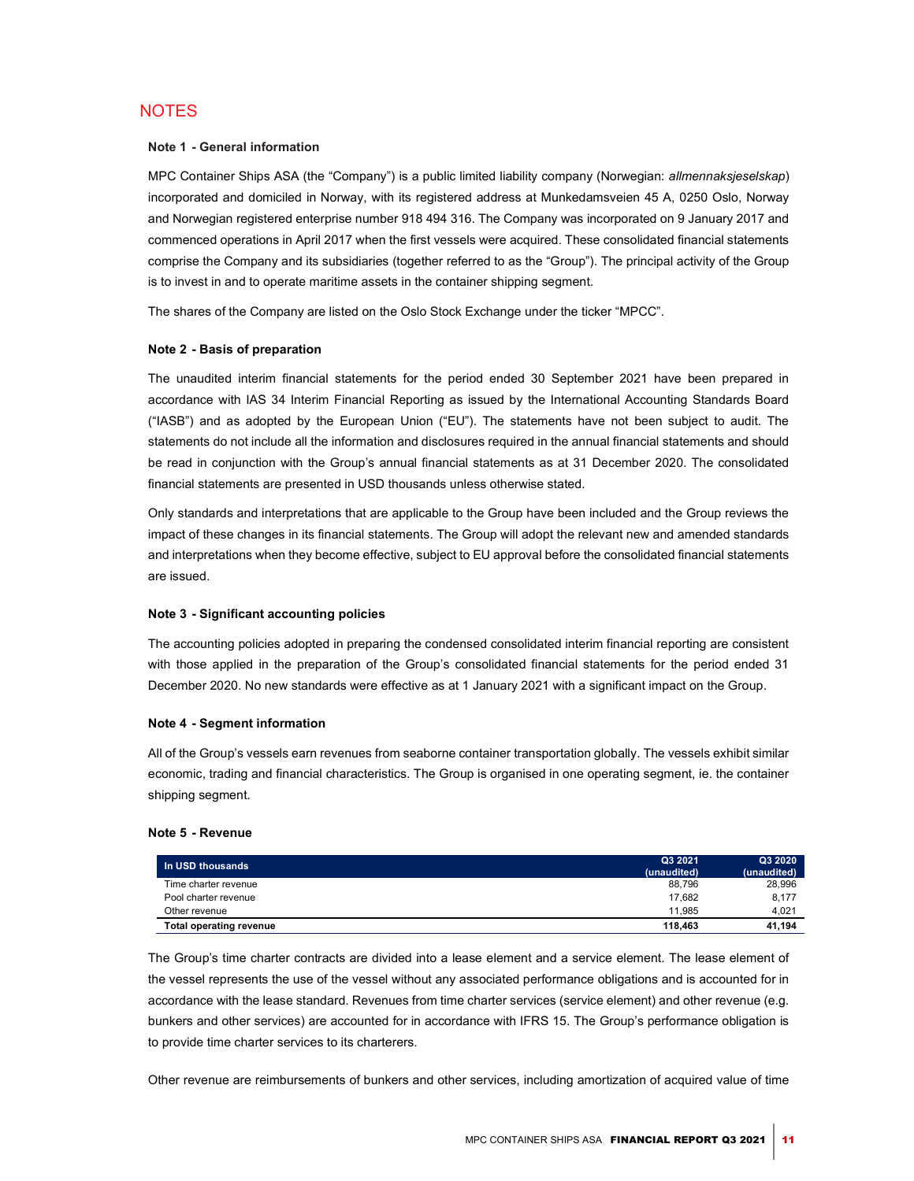# NOTES

### Note 1 - General information

MPC Container Ships ASA (the "Company") is a public limited liability company (Norwegian: *allmennaksjeselskap*) incorporated and domiciled in Norway, with its registered address at Munkedamsveien 45 A, 0250 Oslo, Norway and Norwegian registered enterprise number 918 494 316. The Company was incorporated on 9 January 2017 and commenced operations in April 2017 when the first vessels were acquired. These consolidated financial statements comprise the Company and its subsidiaries (together referred to as the "Group"). The principal activity of the Group is to invest in and to operate maritime assets in the container shipping segment.

The shares of the Company are listed on the Oslo Stock Exchange under the ticker "MPCC".

### Note 2 - Basis of preparation

The unaudited interim financial statements for the period ended 30 September 2021 have been prepared in accordance with IAS 34 Interim Financial Reporting as issued by the International Accounting Standards Board ("IASB") and as adopted by the European Union ("EU"). The statements have not been subject to audit. The statements do not include all the information and disclosures required in the annual financial statements and should be read in conjunction with the Group's annual financial statements as at 31 December 2020. The consolidated financial statements are presented in USD thousands unless otherwise stated.

Only standards and interpretations that are applicable to the Group have been included and the Group reviews the impact of these changes in its financial statements. The Group will adopt the relevant new and amended standards and interpretations when they become effective, subject to EU approval before the consolidated financial statements are issued.

### Note 3 - Significant accounting policies

The accounting policies adopted in preparing the condensed consolidated interim financial reporting are consistent with those applied in the preparation of the Group's consolidated financial statements for the period ended 31 December 2020. No new standards were effective as at 1 January 2021 with a significant impact on the Group.

### Note 4 - Segment information

All of the Group's vessels earn revenues from seaborne container transportation globally. The vessels exhibit similar economic, trading and financial characteristics. The Group is organised in one operating segment, ie. the container shipping segment.

### Note 5 - Revenue

| In USD thousands | Q3 2021 (unaudited) | Q3 2020 (unaudited) |
|---|---|---|
| Time charter revenue | 88,796 | 28,996 |
| Pool charter revenue | 17,682 | 8,177 |
| Other revenue | 11,985 | 4,021 |
| **Total operating revenue** | **118,463** | **41,194** |

The Group's time charter contracts are divided into a lease element and a service element. The lease element of the vessel represents the use of the vessel without any associated performance obligations and is accounted for in accordance with the lease standard. Revenues from time charter services (service element) and other revenue (e.g. bunkers and other services) are accounted for in accordance with IFRS 15. The Group's performance obligation is to provide time charter services to its charterers.

Other revenue are reimbursements of bunkers and other services, including amortization of acquired value of time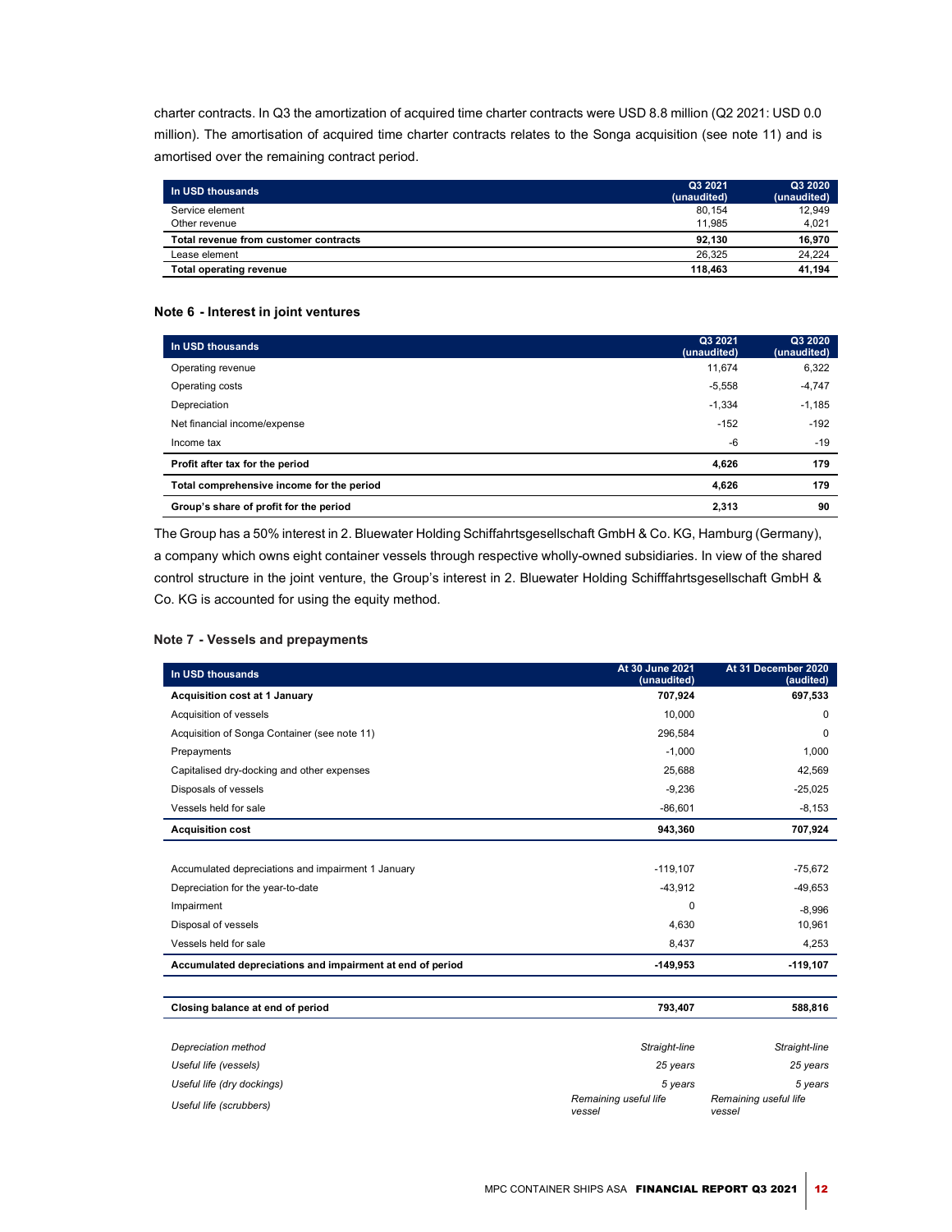charter contracts. In Q3 the amortization of acquired time charter contracts were USD 8.8 million (Q2 2021: USD 0.0 million). The amortisation of acquired time charter contracts relates to the Songa acquisition (see note 11) and is amortised over the remaining contract period.

| In USD thousands | Q3 2021 (unaudited) | Q3 2020 (unaudited) |
|---|---|---|
| Service element | 80,154 | 12,949 |
| Other revenue | 11,985 | 4,021 |
| **Total revenue from customer contracts** | **92,130** | **16,970** |
| Lease element | 26,325 | 24,224 |
| **Total operating revenue** | **118,463** | **41,194** |

### Note 6 - Interest in joint ventures

| In USD thousands | Q3 2021 (unaudited) | Q3 2020 (unaudited) |
|---|---|---|
| Operating revenue | 11,674 | 6,322 |
| Operating costs | -5,558 | -4,747 |
| Depreciation | -1,334 | -1,185 |
| Net financial income/expense | -152 | -192 |
| Income tax | -6 | -19 |
| **Profit after tax for the period** | **4,626** | **179** |
| **Total comprehensive income for the period** | **4,626** | **179** |
| **Group's share of profit for the period** | **2,313** | **90** |

The Group has a 50% interest in 2. Bluewater Holding Schiffahrtsgesellschaft GmbH & Co. KG, Hamburg (Germany), a company which owns eight container vessels through respective wholly-owned subsidiaries. In view of the shared control structure in the joint venture, the Group's interest in 2. Bluewater Holding Schifffahrtsgesellschaft GmbH & Co. KG is accounted for using the equity method.

### Note 7 - Vessels and prepayments

| In USD thousands | At 30 June 2021 (unaudited) | At 31 December 2020 (audited) |
|---|---|---|
| **Acquisition cost at 1 January** | **707,924** | **697,533** |
| Acquisition of vessels | 10,000 | 0 |
| Acquisition of Songa Container (see note 11) | 296,584 | 0 |
| Prepayments | -1,000 | 1,000 |
| Capitalised dry-docking and other expenses | 25,688 | 42,569 |
| Disposals of vessels | -9,236 | -25,025 |
| Vessels held for sale | -86,601 | -8,153 |
| **Acquisition cost** | **943,360** | **707,924** |
| | | |
| Accumulated depreciations and impairment 1 January | -119,107 | -75,672 |
| Depreciation for the year-to-date | -43,912 | -49,653 |
| Impairment | 0 | -8,996 |
| Disposal of vessels | 4,630 | 10,961 |
| Vessels held for sale | 8,437 | 4,253 |
| **Accumulated depreciations and impairment at end of period** | **-149,953** | **-119,107** |
| | | |
| **Closing balance at end of period** | **793,407** | **588,816** |
| | | |
| *Depreciation method* | *Straight-line* | *Straight-line* |
| *Useful life (vessels)* | *25 years* | *25 years* |
| *Useful life (dry dockings)* | *5 years* | *5 years* |
| *Useful life (scrubbers)* | *Remaining useful life vessel* | *Remaining useful life vessel* |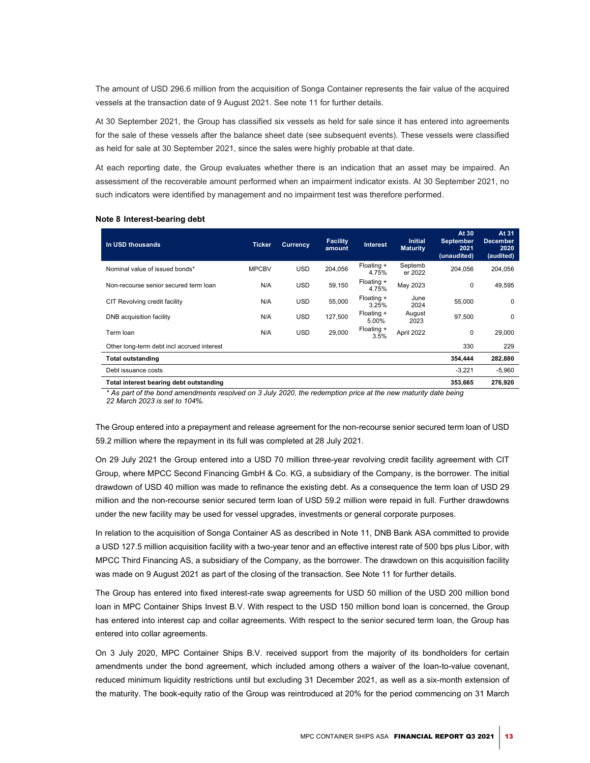The amount of USD 296.6 million from the acquisition of Songa Container represents the fair value of the acquired vessels at the transaction date of 9 August 2021. See note 11 for further details.

At 30 September 2021, the Group has classified six vessels as held for sale since it has entered into agreements for the sale of these vessels after the balance sheet date (see subsequent events). These vessels were classified as held for sale at 30 September 2021, since the sales were highly probable at that date.

At each reporting date, the Group evaluates whether there is an indication that an asset may be impaired. An assessment of the recoverable amount performed when an impairment indicator exists. At 30 September 2021, no such indicators were identified by management and no impairment test was therefore performed.

**Note 8 Interest-bearing debt**

| In USD thousands | Ticker | Currency | Facility amount | Interest | Initial Maturity | At 30 September 2021 (unaudited) | At 31 December 2020 (audited) |
|---|---|---|---|---|---|---|---|
| Nominal value of issued bonds* | MPCBV | USD | 204,056 | Floating + 4.75% | September 2022 | 204,056 | 204,056 |
| Non-recourse senior secured term loan | N/A | USD | 59,150 | Floating + 4.75% | May 2023 | 0 | 49,595 |
| CIT Revolving credit facility | N/A | USD | 55,000 | Floating + 3.25% | June 2024 | 55,000 | 0 |
| DNB acquisition facility | N/A | USD | 127,500 | Floating + 5.00% | August 2023 | 97,500 | 0 |
| Term loan | N/A | USD | 29,000 | Floating + 3.5% | April 2022 | 0 | 29,000 |
| Other long-term debt incl accrued interest | | | | | | 330 | 229 |
| **Total outstanding** | | | | | | **354,444** | **282,880** |
| Debt issuance costs | | | | | | -3,221 | -5,960 |
| **Total interest bearing debt outstanding** | | | | | | **353,665** | **276,920** |

*\* As part of the bond amendments resolved on 3 July 2020, the redemption price at the new maturity date being 22 March 2023 is set to 104%.*

The Group entered into a prepayment and release agreement for the non-recourse senior secured term loan of USD 59.2 million where the repayment in its full was completed at 28 July 2021.

On 29 July 2021 the Group entered into a USD 70 million three-year revolving credit facility agreement with CIT Group, where MPCC Second Financing GmbH & Co. KG, a subsidiary of the Company, is the borrower. The initial drawdown of USD 40 million was made to refinance the existing debt. As a consequence the term loan of USD 29 million and the non-recourse senior secured term loan of USD 59.2 million were repaid in full. Further drawdowns under the new facility may be used for vessel upgrades, investments or general corporate purposes.

In relation to the acquisition of Songa Container AS as described in Note 11, DNB Bank ASA committed to provide a USD 127.5 million acquisition facility with a two-year tenor and an effective interest rate of 500 bps plus Libor, with MPCC Third Financing AS, a subsidiary of the Company, as the borrower. The drawdown on this acquisition facility was made on 9 August 2021 as part of the closing of the transaction. See Note 11 for further details.

The Group has entered into fixed interest-rate swap agreements for USD 50 million of the USD 200 million bond loan in MPC Container Ships Invest B.V. With respect to the USD 150 million bond loan is concerned, the Group has entered into interest cap and collar agreements. With respect to the senior secured term loan, the Group has entered into collar agreements.

On 3 July 2020, MPC Container Ships B.V. received support from the majority of its bondholders for certain amendments under the bond agreement, which included among others a waiver of the loan-to-value covenant, reduced minimum liquidity restrictions until but excluding 31 December 2021, as well as a six-month extension of the maturity. The book-equity ratio of the Group was reintroduced at 20% for the period commencing on 31 March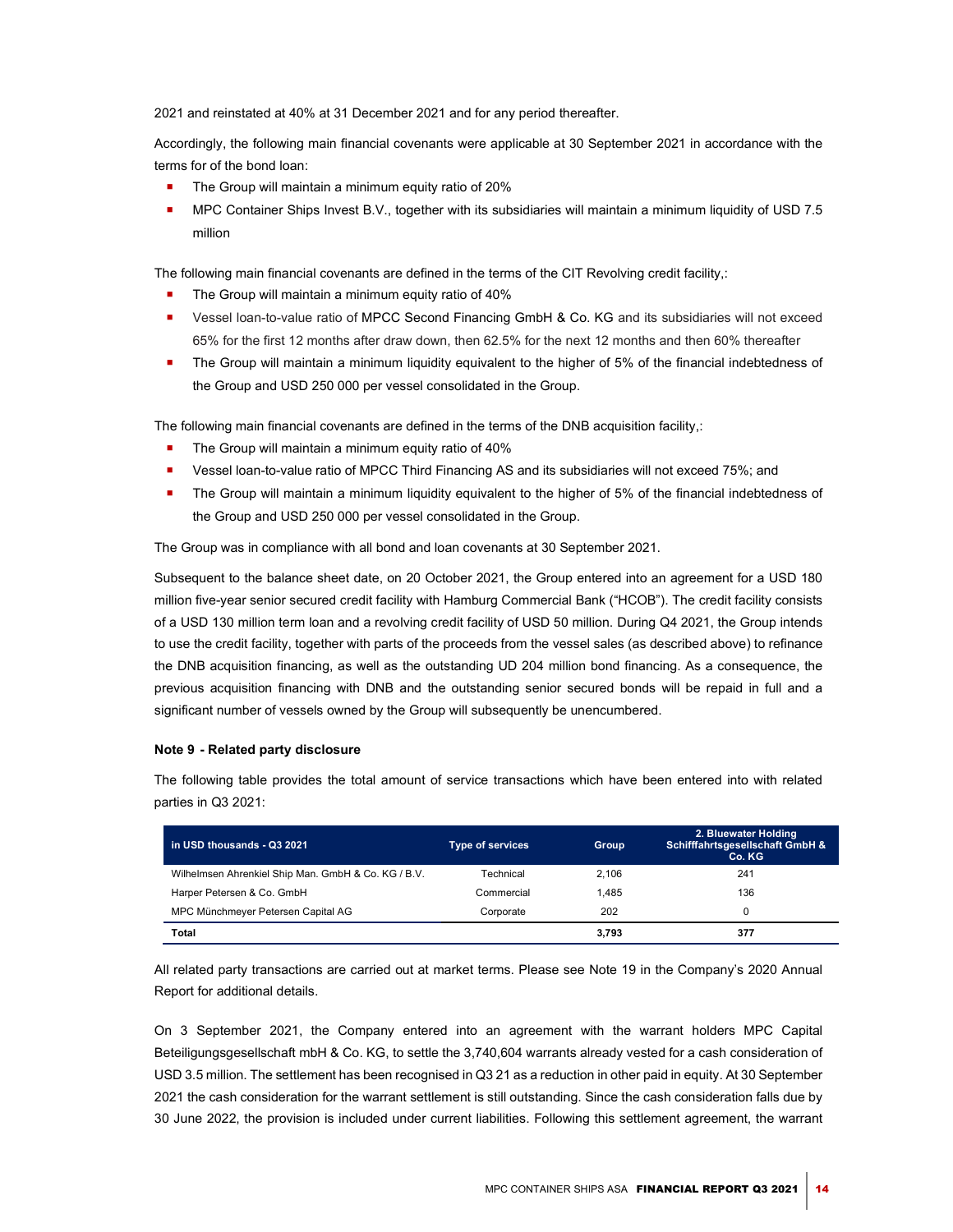2021 and reinstated at 40% at 31 December 2021 and for any period thereafter.

Accordingly, the following main financial covenants were applicable at 30 September 2021 in accordance with the terms for of the bond loan:

- The Group will maintain a minimum equity ratio of 20%
- MPC Container Ships Invest B.V., together with its subsidiaries will maintain a minimum liquidity of USD 7.5 million

The following main financial covenants are defined in the terms of the CIT Revolving credit facility,:

- The Group will maintain a minimum equity ratio of 40%
- Vessel loan-to-value ratio of MPCC Second Financing GmbH & Co. KG and its subsidiaries will not exceed 65% for the first 12 months after draw down, then 62.5% for the next 12 months and then 60% thereafter
- The Group will maintain a minimum liquidity equivalent to the higher of 5% of the financial indebtedness of the Group and USD 250 000 per vessel consolidated in the Group.

The following main financial covenants are defined in the terms of the DNB acquisition facility,:

- The Group will maintain a minimum equity ratio of 40%
- Vessel loan-to-value ratio of MPCC Third Financing AS and its subsidiaries will not exceed 75%; and
- The Group will maintain a minimum liquidity equivalent to the higher of 5% of the financial indebtedness of the Group and USD 250 000 per vessel consolidated in the Group.

The Group was in compliance with all bond and loan covenants at 30 September 2021.

Subsequent to the balance sheet date, on 20 October 2021, the Group entered into an agreement for a USD 180 million five-year senior secured credit facility with Hamburg Commercial Bank ("HCOB"). The credit facility consists of a USD 130 million term loan and a revolving credit facility of USD 50 million. During Q4 2021, the Group intends to use the credit facility, together with parts of the proceeds from the vessel sales (as described above) to refinance the DNB acquisition financing, as well as the outstanding UD 204 million bond financing. As a consequence, the previous acquisition financing with DNB and the outstanding senior secured bonds will be repaid in full and a significant number of vessels owned by the Group will subsequently be unencumbered.

**Note 9 - Related party disclosure**

The following table provides the total amount of service transactions which have been entered into with related parties in Q3 2021:

| in USD thousands - Q3 2021 | Type of services | Group | 2. Bluewater Holding Schifffahrtsgesellschaft GmbH & Co. KG |
|---|---|---|---|
| Wilhelmsen Ahrenkiel Ship Man. GmbH & Co. KG / B.V. | Technical | 2,106 | 241 |
| Harper Petersen & Co. GmbH | Commercial | 1,485 | 136 |
| MPC Münchmeyer Petersen Capital AG | Corporate | 202 | 0 |
| **Total** | | **3,793** | **377** |

All related party transactions are carried out at market terms. Please see Note 19 in the Company's 2020 Annual Report for additional details.

On 3 September 2021, the Company entered into an agreement with the warrant holders MPC Capital Beteiligungsgesellschaft mbH & Co. KG, to settle the 3,740,604 warrants already vested for a cash consideration of USD 3.5 million. The settlement has been recognised in Q3 21 as a reduction in other paid in equity. At 30 September 2021 the cash consideration for the warrant settlement is still outstanding. Since the cash consideration falls due by 30 June 2022, the provision is included under current liabilities. Following this settlement agreement, the warrant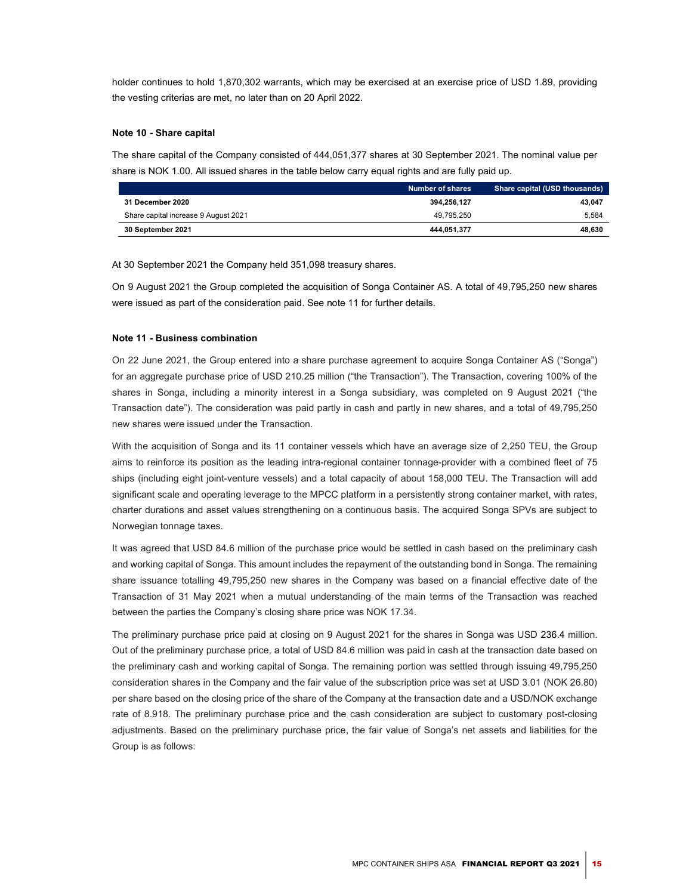holder continues to hold 1,870,302 warrants, which may be exercised at an exercise price of USD 1.89, providing the vesting criterias are met, no later than on 20 April 2022.

**Note 10 - Share capital**

The share capital of the Company consisted of 444,051,377 shares at 30 September 2021. The nominal value per share is NOK 1.00. All issued shares in the table below carry equal rights and are fully paid up.

| | Number of shares | Share capital (USD thousands) |
|---|---|---|
| **31 December 2020** | **394,256,127** | **43,047** |
| Share capital increase 9 August 2021 | 49,795,250 | 5,584 |
| **30 September 2021** | **444,051,377** | **48,630** |

At 30 September 2021 the Company held 351,098 treasury shares.

On 9 August 2021 the Group completed the acquisition of Songa Container AS. A total of 49,795,250 new shares were issued as part of the consideration paid. See note 11 for further details.

**Note 11 - Business combination**

On 22 June 2021, the Group entered into a share purchase agreement to acquire Songa Container AS ("Songa") for an aggregate purchase price of USD 210.25 million ("the Transaction"). The Transaction, covering 100% of the shares in Songa, including a minority interest in a Songa subsidiary, was completed on 9 August 2021 ("the Transaction date"). The consideration was paid partly in cash and partly in new shares, and a total of 49,795,250 new shares were issued under the Transaction.

With the acquisition of Songa and its 11 container vessels which have an average size of 2,250 TEU, the Group aims to reinforce its position as the leading intra-regional container tonnage-provider with a combined fleet of 75 ships (including eight joint-venture vessels) and a total capacity of about 158,000 TEU. The Transaction will add significant scale and operating leverage to the MPCC platform in a persistently strong container market, with rates, charter durations and asset values strengthening on a continuous basis. The acquired Songa SPVs are subject to Norwegian tonnage taxes.

It was agreed that USD 84.6 million of the purchase price would be settled in cash based on the preliminary cash and working capital of Songa. This amount includes the repayment of the outstanding bond in Songa. The remaining share issuance totalling 49,795,250 new shares in the Company was based on a financial effective date of the Transaction of 31 May 2021 when a mutual understanding of the main terms of the Transaction was reached between the parties the Company's closing share price was NOK 17.34.

The preliminary purchase price paid at closing on 9 August 2021 for the shares in Songa was USD 236.4 million. Out of the preliminary purchase price, a total of USD 84.6 million was paid in cash at the transaction date based on the preliminary cash and working capital of Songa. The remaining portion was settled through issuing 49,795,250 consideration shares in the Company and the fair value of the subscription price was set at USD 3.01 (NOK 26.80) per share based on the closing price of the share of the Company at the transaction date and a USD/NOK exchange rate of 8.918. The preliminary purchase price and the cash consideration are subject to customary post-closing adjustments. Based on the preliminary purchase price, the fair value of Songa's net assets and liabilities for the Group is as follows: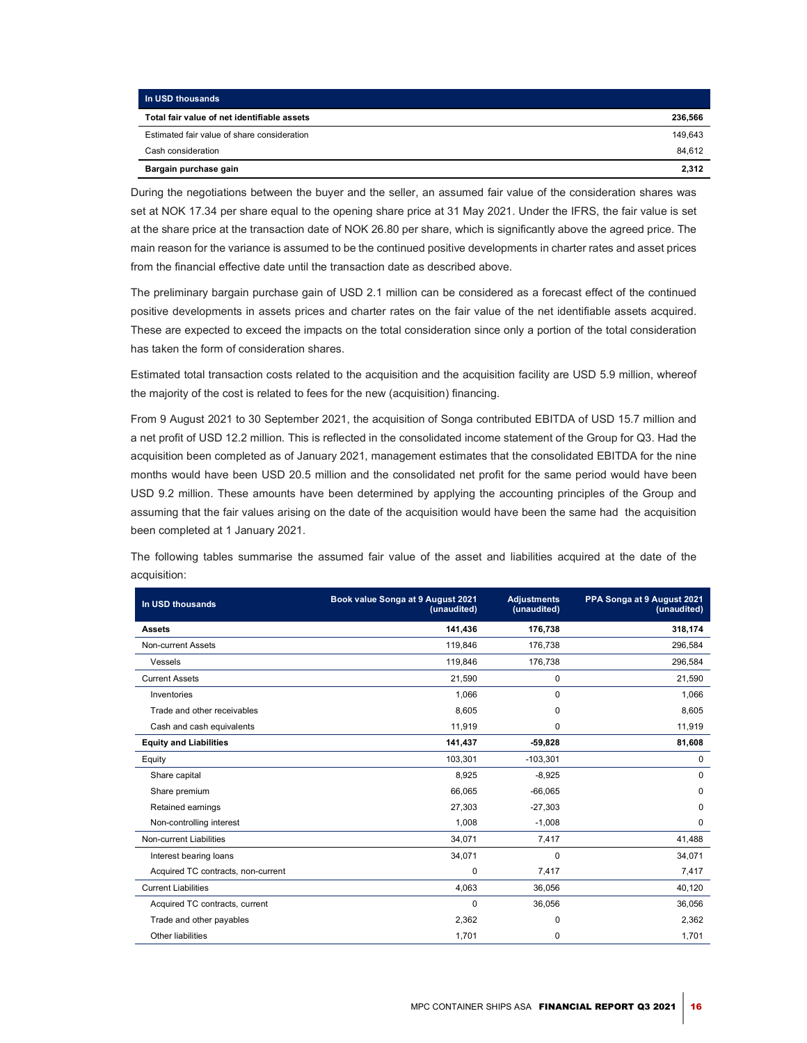| In USD thousands | |
|---|---|
| **Total fair value of net identifiable assets** | **236,566** |
| Estimated fair value of share consideration | 149,643 |
| Cash consideration | 84,612 |
| **Bargain purchase gain** | **2,312** |

During the negotiations between the buyer and the seller, an assumed fair value of the consideration shares was set at NOK 17.34 per share equal to the opening share price at 31 May 2021. Under the IFRS, the fair value is set at the share price at the transaction date of NOK 26.80 per share, which is significantly above the agreed price. The main reason for the variance is assumed to be the continued positive developments in charter rates and asset prices from the financial effective date until the transaction date as described above.

The preliminary bargain purchase gain of USD 2.1 million can be considered as a forecast effect of the continued positive developments in assets prices and charter rates on the fair value of the net identifiable assets acquired. These are expected to exceed the impacts on the total consideration since only a portion of the total consideration has taken the form of consideration shares.

Estimated total transaction costs related to the acquisition and the acquisition facility are USD 5.9 million, whereof the majority of the cost is related to fees for the new (acquisition) financing.

From 9 August 2021 to 30 September 2021, the acquisition of Songa contributed EBITDA of USD 15.7 million and a net profit of USD 12.2 million. This is reflected in the consolidated income statement of the Group for Q3. Had the acquisition been completed as of January 2021, management estimates that the consolidated EBITDA for the nine months would have been USD 20.5 million and the consolidated net profit for the same period would have been USD 9.2 million. These amounts have been determined by applying the accounting principles of the Group and assuming that the fair values arising on the date of the acquisition would have been the same had the acquisition been completed at 1 January 2021.

The following tables summarise the assumed fair value of the asset and liabilities acquired at the date of the acquisition:

| In USD thousands | Book value Songa at 9 August 2021 (unaudited) | Adjustments (unaudited) | PPA Songa at 9 August 2021 (unaudited) |
|---|---|---|---|
| **Assets** | **141,436** | **176,738** | **318,174** |
| Non-current Assets | 119,846 | 176,738 | 296,584 |
| Vessels | 119,846 | 176,738 | 296,584 |
| Current Assets | 21,590 | 0 | 21,590 |
| Inventories | 1,066 | 0 | 1,066 |
| Trade and other receivables | 8,605 | 0 | 8,605 |
| Cash and cash equivalents | 11,919 | 0 | 11,919 |
| **Equity and Liabilities** | **141,437** | **-59,828** | **81,608** |
| Equity | 103,301 | -103,301 | 0 |
| Share capital | 8,925 | -8,925 | 0 |
| Share premium | 66,065 | -66,065 | 0 |
| Retained earnings | 27,303 | -27,303 | 0 |
| Non-controlling interest | 1,008 | -1,008 | 0 |
| Non-current Liabilities | 34,071 | 7,417 | 41,488 |
| Interest bearing loans | 34,071 | 0 | 34,071 |
| Acquired TC contracts, non-current | 0 | 7,417 | 7,417 |
| Current Liabilities | 4,063 | 36,056 | 40,120 |
| Acquired TC contracts, current | 0 | 36,056 | 36,056 |
| Trade and other payables | 2,362 | 0 | 2,362 |
| Other liabilities | 1,701 | 0 | 1,701 |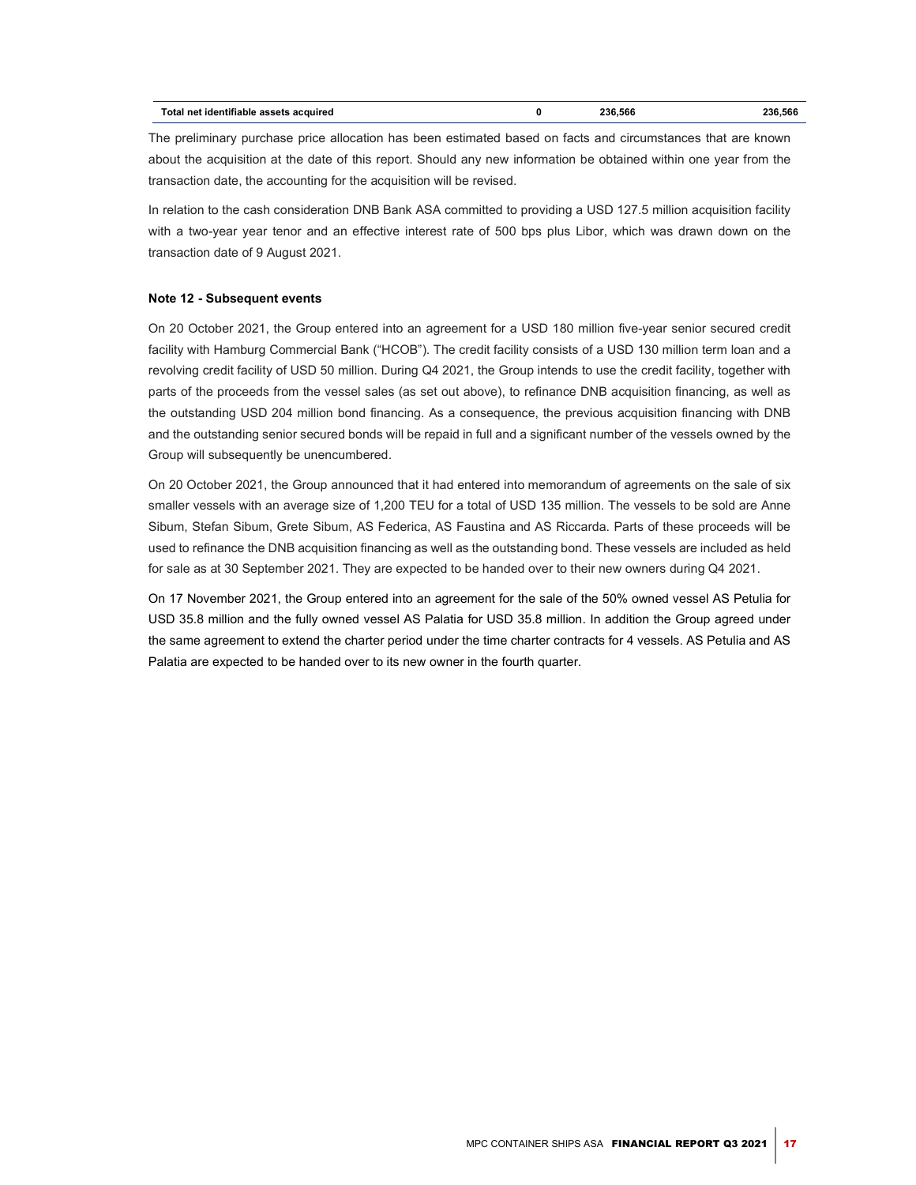| Total net identifiable assets acquired | 0 | 236,566 | 236,566 |
| --- | --- | --- | --- |

The preliminary purchase price allocation has been estimated based on facts and circumstances that are known about the acquisition at the date of this report. Should any new information be obtained within one year from the transaction date, the accounting for the acquisition will be revised.

In relation to the cash consideration DNB Bank ASA committed to providing a USD 127.5 million acquisition facility with a two-year year tenor and an effective interest rate of 500 bps plus Libor, which was drawn down on the transaction date of 9 August 2021.

**Note 12 - Subsequent events**

On 20 October 2021, the Group entered into an agreement for a USD 180 million five-year senior secured credit facility with Hamburg Commercial Bank ("HCOB"). The credit facility consists of a USD 130 million term loan and a revolving credit facility of USD 50 million. During Q4 2021, the Group intends to use the credit facility, together with parts of the proceeds from the vessel sales (as set out above), to refinance DNB acquisition financing, as well as the outstanding USD 204 million bond financing. As a consequence, the previous acquisition financing with DNB and the outstanding senior secured bonds will be repaid in full and a significant number of the vessels owned by the Group will subsequently be unencumbered.

On 20 October 2021, the Group announced that it had entered into memorandum of agreements on the sale of six smaller vessels with an average size of 1,200 TEU for a total of USD 135 million. The vessels to be sold are Anne Sibum, Stefan Sibum, Grete Sibum, AS Federica, AS Faustina and AS Riccarda. Parts of these proceeds will be used to refinance the DNB acquisition financing as well as the outstanding bond. These vessels are included as held for sale as at 30 September 2021. They are expected to be handed over to their new owners during Q4 2021.

On 17 November 2021, the Group entered into an agreement for the sale of the 50% owned vessel AS Petulia for USD 35.8 million and the fully owned vessel AS Palatia for USD 35.8 million. In addition the Group agreed under the same agreement to extend the charter period under the time charter contracts for 4 vessels. AS Petulia and AS Palatia are expected to be handed over to its new owner in the fourth quarter.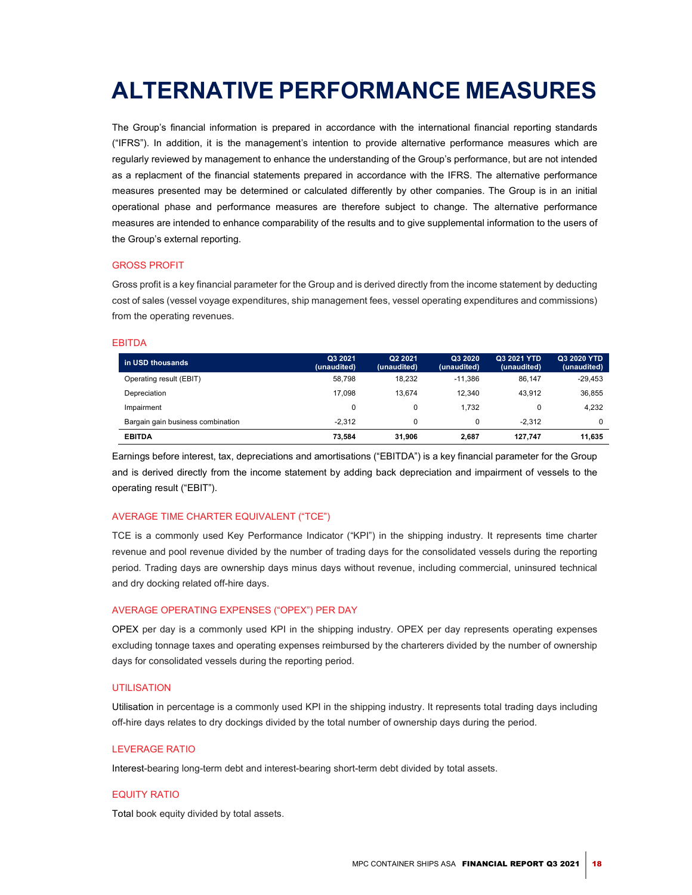# ALTERNATIVE PERFORMANCE MEASURES

The Group's financial information is prepared in accordance with the international financial reporting standards ("IFRS"). In addition, it is the management's intention to provide alternative performance measures which are regularly reviewed by management to enhance the understanding of the Group's performance, but are not intended as a replacment of the financial statements prepared in accordance with the IFRS. The alternative performance measures presented may be determined or calculated differently by other companies. The Group is in an initial operational phase and performance measures are therefore subject to change. The alternative performance measures are intended to enhance comparability of the results and to give supplemental information to the users of the Group's external reporting.

## GROSS PROFIT

Gross profit is a key financial parameter for the Group and is derived directly from the income statement by deducting cost of sales (vessel voyage expenditures, ship management fees, vessel operating expenditures and commissions) from the operating revenues.

## EBITDA

| in USD thousands | Q3 2021 (unaudited) | Q2 2021 (unaudited) | Q3 2020 (unaudited) | Q3 2021 YTD (unaudited) | Q3 2020 YTD (unaudited) |
|---|---|---|---|---|---|
| Operating result (EBIT) | 58,798 | 18,232 | -11,386 | 86,147 | -29,453 |
| Depreciation | 17,098 | 13,674 | 12,340 | 43,912 | 36,855 |
| Impairment | 0 | 0 | 1,732 | 0 | 4,232 |
| Bargain gain business combination | -2,312 | 0 | 0 | -2,312 | 0 |
| **EBITDA** | **73,584** | **31,906** | **2,687** | **127,747** | **11,635** |

Earnings before interest, tax, depreciations and amortisations ("EBITDA") is a key financial parameter for the Group and is derived directly from the income statement by adding back depreciation and impairment of vessels to the operating result ("EBIT").

## AVERAGE TIME CHARTER EQUIVALENT ("TCE")

TCE is a commonly used Key Performance Indicator ("KPI") in the shipping industry. It represents time charter revenue and pool revenue divided by the number of trading days for the consolidated vessels during the reporting period. Trading days are ownership days minus days without revenue, including commercial, uninsured technical and dry docking related off-hire days.

## AVERAGE OPERATING EXPENSES ("OPEX") PER DAY

OPEX per day is a commonly used KPI in the shipping industry. OPEX per day represents operating expenses excluding tonnage taxes and operating expenses reimbursed by the charterers divided by the number of ownership days for consolidated vessels during the reporting period.

## UTILISATION

Utilisation in percentage is a commonly used KPI in the shipping industry. It represents total trading days including off-hire days relates to dry dockings divided by the total number of ownership days during the period.

## LEVERAGE RATIO

Interest-bearing long-term debt and interest-bearing short-term debt divided by total assets.

## EQUITY RATIO

Total book equity divided by total assets.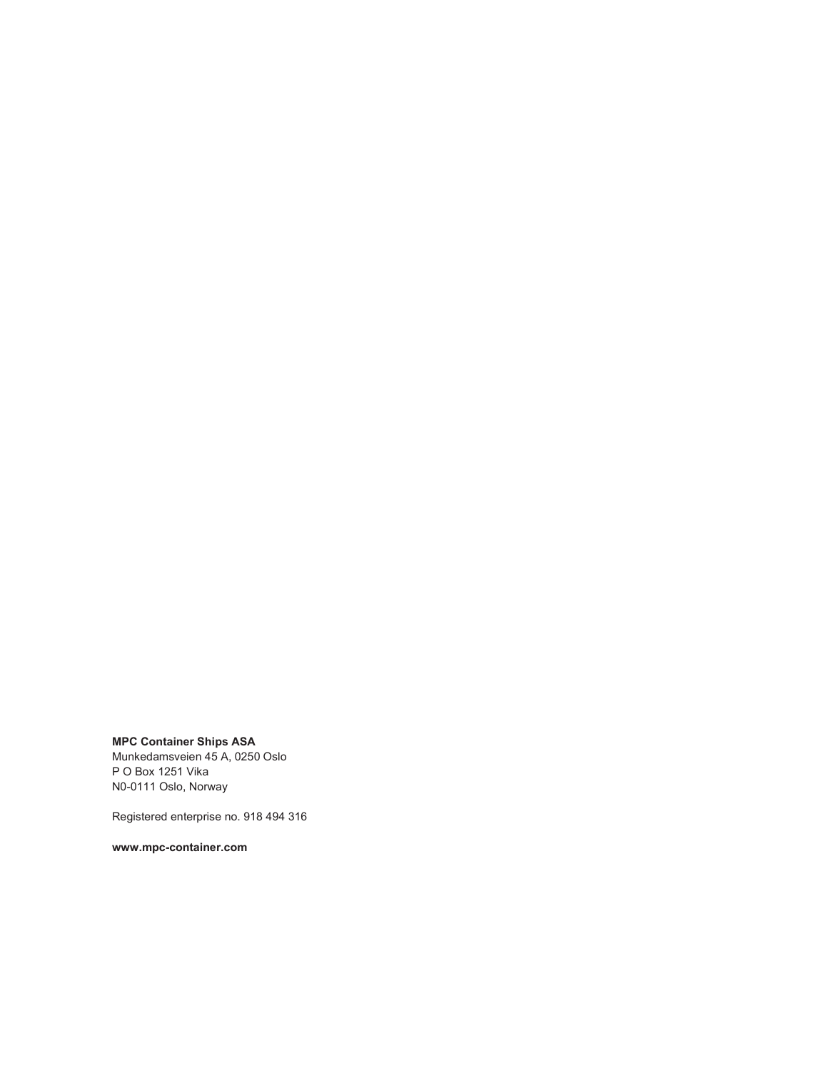**MPC Container Ships ASA**
Munkedamsveien 45 A, 0250 Oslo
P O Box 1251 Vika
N0-0111 Oslo, Norway

Registered enterprise no. 918 494 316

**www.mpc-container.com**